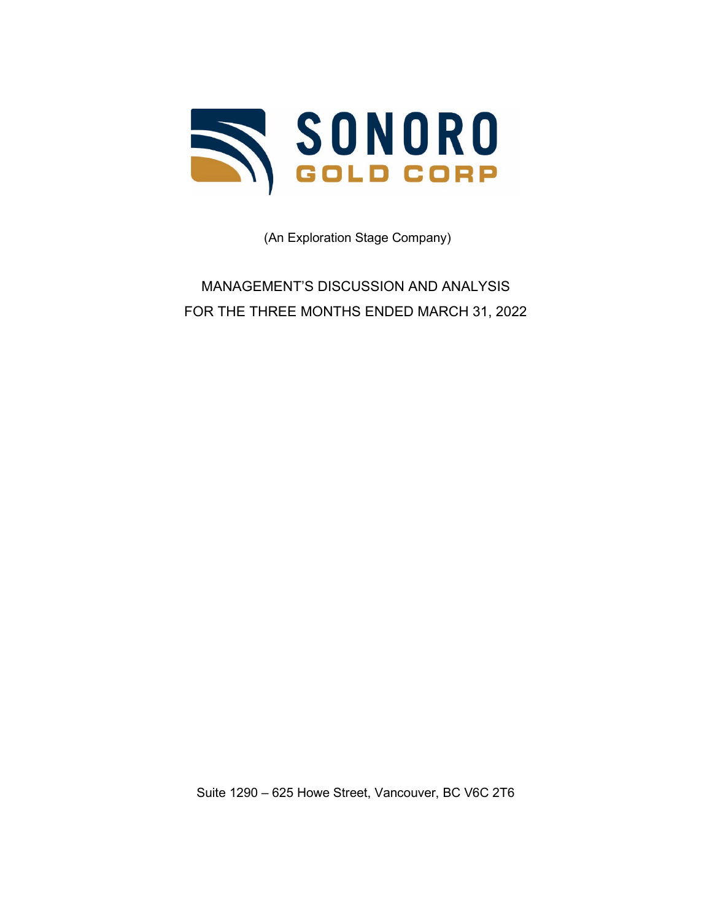# SONORO GOLD CORP

(An Exploration Stage Company)

MANAGEMENT'S DISCUSSION AND ANALYSIS
FOR THE THREE MONTHS ENDED MARCH 31, 2022

Suite 1290 – 625 Howe Street, Vancouver, BC V6C 2T6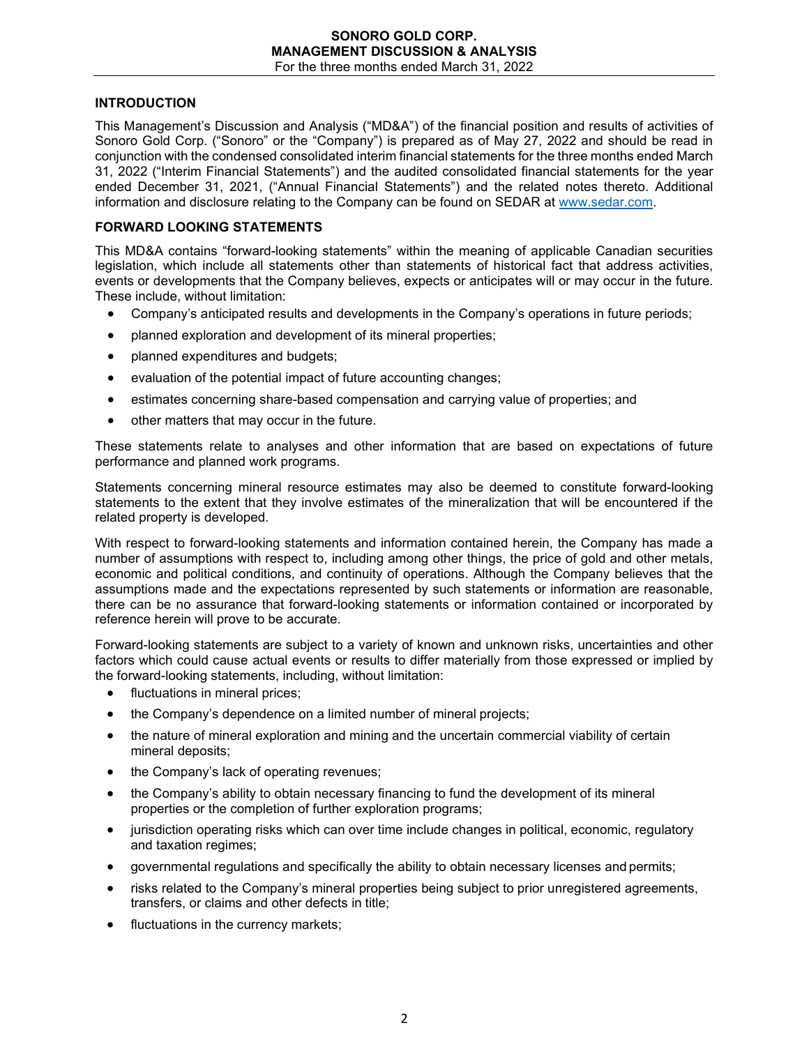## INTRODUCTION

This Management's Discussion and Analysis ("MD&A") of the financial position and results of activities of Sonoro Gold Corp. ("Sonoro" or the "Company") is prepared as of May 27, 2022 and should be read in conjunction with the condensed consolidated interim financial statements for the three months ended March 31, 2022 ("Interim Financial Statements") and the audited consolidated financial statements for the year ended December 31, 2021, ("Annual Financial Statements") and the related notes thereto. Additional information and disclosure relating to the Company can be found on SEDAR at www.sedar.com.

## FORWARD LOOKING STATEMENTS

This MD&A contains "forward-looking statements" within the meaning of applicable Canadian securities legislation, which include all statements other than statements of historical fact that address activities, events or developments that the Company believes, expects or anticipates will or may occur in the future. These include, without limitation:

- Company's anticipated results and developments in the Company's operations in future periods;
- planned exploration and development of its mineral properties;
- planned expenditures and budgets;
- evaluation of the potential impact of future accounting changes;
- estimates concerning share-based compensation and carrying value of properties; and
- other matters that may occur in the future.

These statements relate to analyses and other information that are based on expectations of future performance and planned work programs.

Statements concerning mineral resource estimates may also be deemed to constitute forward-looking statements to the extent that they involve estimates of the mineralization that will be encountered if the related property is developed.

With respect to forward-looking statements and information contained herein, the Company has made a number of assumptions with respect to, including among other things, the price of gold and other metals, economic and political conditions, and continuity of operations. Although the Company believes that the assumptions made and the expectations represented by such statements or information are reasonable, there can be no assurance that forward-looking statements or information contained or incorporated by reference herein will prove to be accurate.

Forward-looking statements are subject to a variety of known and unknown risks, uncertainties and other factors which could cause actual events or results to differ materially from those expressed or implied by the forward-looking statements, including, without limitation:

- fluctuations in mineral prices;
- the Company's dependence on a limited number of mineral projects;
- the nature of mineral exploration and mining and the uncertain commercial viability of certain mineral deposits;
- the Company's lack of operating revenues;
- the Company's ability to obtain necessary financing to fund the development of its mineral properties or the completion of further exploration programs;
- jurisdiction operating risks which can over time include changes in political, economic, regulatory and taxation regimes;
- governmental regulations and specifically the ability to obtain necessary licenses and permits;
- risks related to the Company's mineral properties being subject to prior unregistered agreements, transfers, or claims and other defects in title;
- fluctuations in the currency markets;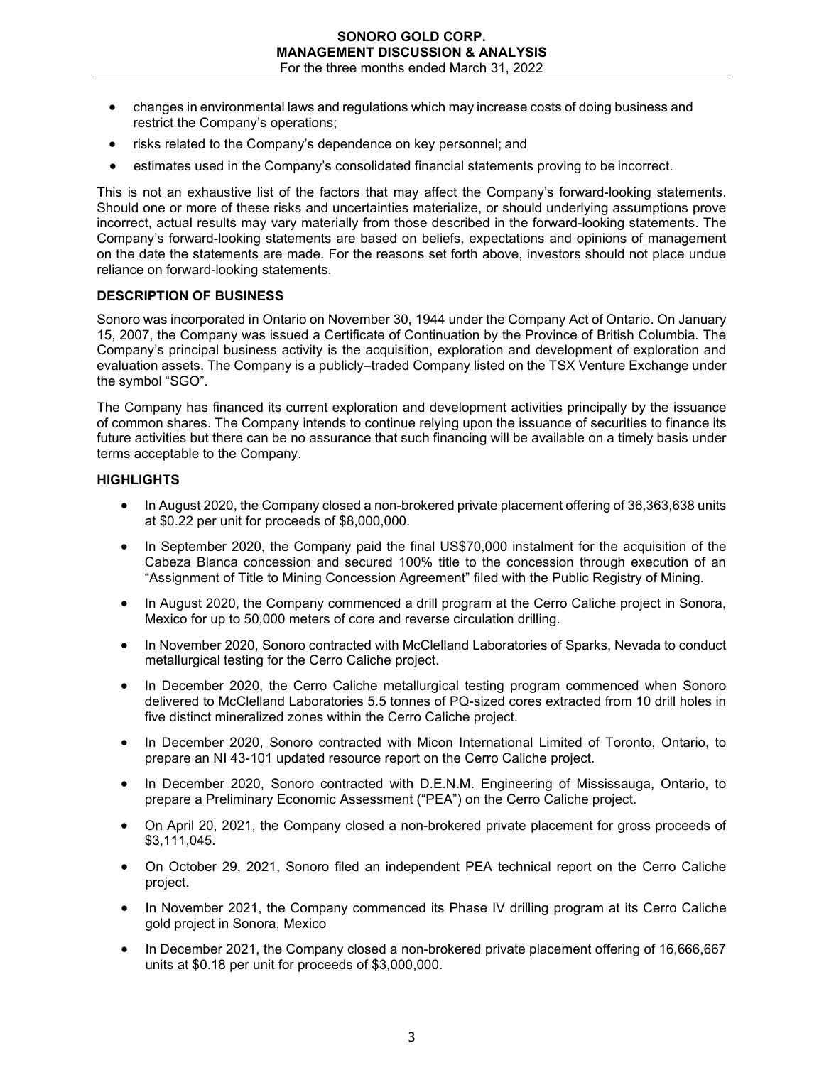- changes in environmental laws and regulations which may increase costs of doing business and restrict the Company's operations;
- risks related to the Company's dependence on key personnel; and
- estimates used in the Company's consolidated financial statements proving to be incorrect.

This is not an exhaustive list of the factors that may affect the Company's forward-looking statements. Should one or more of these risks and uncertainties materialize, or should underlying assumptions prove incorrect, actual results may vary materially from those described in the forward-looking statements. The Company's forward-looking statements are based on beliefs, expectations and opinions of management on the date the statements are made. For the reasons set forth above, investors should not place undue reliance on forward-looking statements.

## DESCRIPTION OF BUSINESS

Sonoro was incorporated in Ontario on November 30, 1944 under the Company Act of Ontario. On January 15, 2007, the Company was issued a Certificate of Continuation by the Province of British Columbia. The Company's principal business activity is the acquisition, exploration and development of exploration and evaluation assets. The Company is a publicly–traded Company listed on the TSX Venture Exchange under the symbol "SGO".

The Company has financed its current exploration and development activities principally by the issuance of common shares. The Company intends to continue relying upon the issuance of securities to finance its future activities but there can be no assurance that such financing will be available on a timely basis under terms acceptable to the Company.

## HIGHLIGHTS

- In August 2020, the Company closed a non-brokered private placement offering of 36,363,638 units at $0.22 per unit for proceeds of $8,000,000.
- In September 2020, the Company paid the final US$70,000 instalment for the acquisition of the Cabeza Blanca concession and secured 100% title to the concession through execution of an "Assignment of Title to Mining Concession Agreement" filed with the Public Registry of Mining.
- In August 2020, the Company commenced a drill program at the Cerro Caliche project in Sonora, Mexico for up to 50,000 meters of core and reverse circulation drilling.
- In November 2020, Sonoro contracted with McClelland Laboratories of Sparks, Nevada to conduct metallurgical testing for the Cerro Caliche project.
- In December 2020, the Cerro Caliche metallurgical testing program commenced when Sonoro delivered to McClelland Laboratories 5.5 tonnes of PQ-sized cores extracted from 10 drill holes in five distinct mineralized zones within the Cerro Caliche project.
- In December 2020, Sonoro contracted with Micon International Limited of Toronto, Ontario, to prepare an NI 43-101 updated resource report on the Cerro Caliche project.
- In December 2020, Sonoro contracted with D.E.N.M. Engineering of Mississauga, Ontario, to prepare a Preliminary Economic Assessment ("PEA") on the Cerro Caliche project.
- On April 20, 2021, the Company closed a non-brokered private placement for gross proceeds of $3,111,045.
- On October 29, 2021, Sonoro filed an independent PEA technical report on the Cerro Caliche project.
- In November 2021, the Company commenced its Phase IV drilling program at its Cerro Caliche gold project in Sonora, Mexico
- In December 2021, the Company closed a non-brokered private placement offering of 16,666,667 units at $0.18 per unit for proceeds of $3,000,000.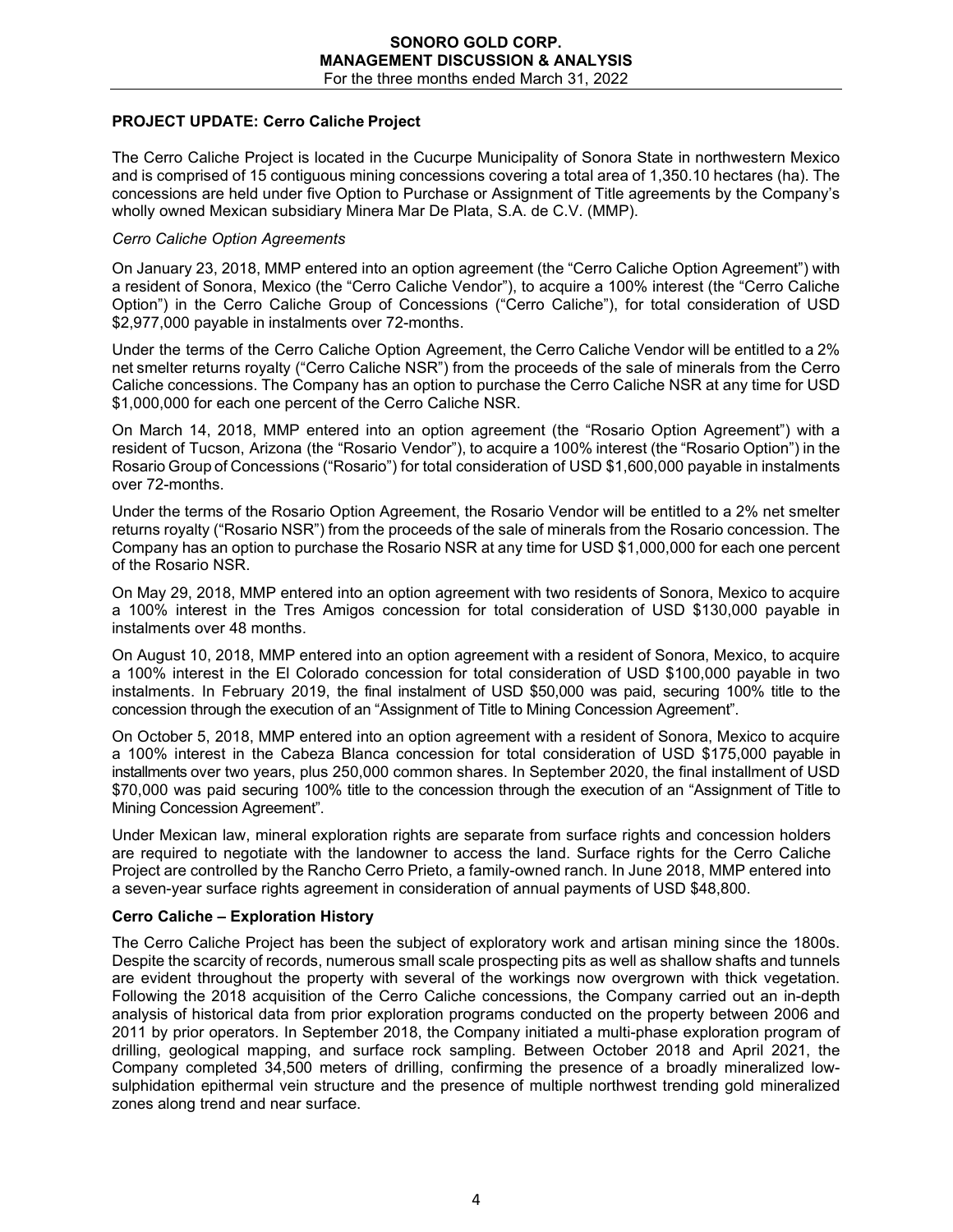## PROJECT UPDATE: Cerro Caliche Project

The Cerro Caliche Project is located in the Cucurpe Municipality of Sonora State in northwestern Mexico and is comprised of 15 contiguous mining concessions covering a total area of 1,350.10 hectares (ha). The concessions are held under five Option to Purchase or Assignment of Title agreements by the Company's wholly owned Mexican subsidiary Minera Mar De Plata, S.A. de C.V. (MMP).

### *Cerro Caliche Option Agreements*

On January 23, 2018, MMP entered into an option agreement (the "Cerro Caliche Option Agreement") with a resident of Sonora, Mexico (the "Cerro Caliche Vendor"), to acquire a 100% interest (the "Cerro Caliche Option") in the Cerro Caliche Group of Concessions ("Cerro Caliche"), for total consideration of USD $2,977,000 payable in instalments over 72-months.

Under the terms of the Cerro Caliche Option Agreement, the Cerro Caliche Vendor will be entitled to a 2% net smelter returns royalty ("Cerro Caliche NSR") from the proceeds of the sale of minerals from the Cerro Caliche concessions. The Company has an option to purchase the Cerro Caliche NSR at any time for USD $1,000,000 for each one percent of the Cerro Caliche NSR.

On March 14, 2018, MMP entered into an option agreement (the "Rosario Option Agreement") with a resident of Tucson, Arizona (the "Rosario Vendor"), to acquire a 100% interest (the "Rosario Option") in the Rosario Group of Concessions ("Rosario") for total consideration of USD $1,600,000 payable in instalments over 72-months.

Under the terms of the Rosario Option Agreement, the Rosario Vendor will be entitled to a 2% net smelter returns royalty ("Rosario NSR") from the proceeds of the sale of minerals from the Rosario concession. The Company has an option to purchase the Rosario NSR at any time for USD $1,000,000 for each one percent of the Rosario NSR.

On May 29, 2018, MMP entered into an option agreement with two residents of Sonora, Mexico to acquire a 100% interest in the Tres Amigos concession for total consideration of USD $130,000 payable in instalments over 48 months.

On August 10, 2018, MMP entered into an option agreement with a resident of Sonora, Mexico, to acquire a 100% interest in the El Colorado concession for total consideration of USD $100,000 payable in two instalments. In February 2019, the final instalment of USD $50,000 was paid, securing 100% title to the concession through the execution of an "Assignment of Title to Mining Concession Agreement".

On October 5, 2018, MMP entered into an option agreement with a resident of Sonora, Mexico to acquire a 100% interest in the Cabeza Blanca concession for total consideration of USD $175,000 payable in installments over two years, plus 250,000 common shares. In September 2020, the final installment of USD $70,000 was paid securing 100% title to the concession through the execution of an "Assignment of Title to Mining Concession Agreement".

Under Mexican law, mineral exploration rights are separate from surface rights and concession holders are required to negotiate with the landowner to access the land. Surface rights for the Cerro Caliche Project are controlled by the Rancho Cerro Prieto, a family-owned ranch. In June 2018, MMP entered into a seven-year surface rights agreement in consideration of annual payments of USD $48,800.

### Cerro Caliche – Exploration History

The Cerro Caliche Project has been the subject of exploratory work and artisan mining since the 1800s. Despite the scarcity of records, numerous small scale prospecting pits as well as shallow shafts and tunnels are evident throughout the property with several of the workings now overgrown with thick vegetation. Following the 2018 acquisition of the Cerro Caliche concessions, the Company carried out an in-depth analysis of historical data from prior exploration programs conducted on the property between 2006 and 2011 by prior operators. In September 2018, the Company initiated a multi-phase exploration program of drilling, geological mapping, and surface rock sampling. Between October 2018 and April 2021, the Company completed 34,500 meters of drilling, confirming the presence of a broadly mineralized low-sulphidation epithermal vein structure and the presence of multiple northwest trending gold mineralized zones along trend and near surface.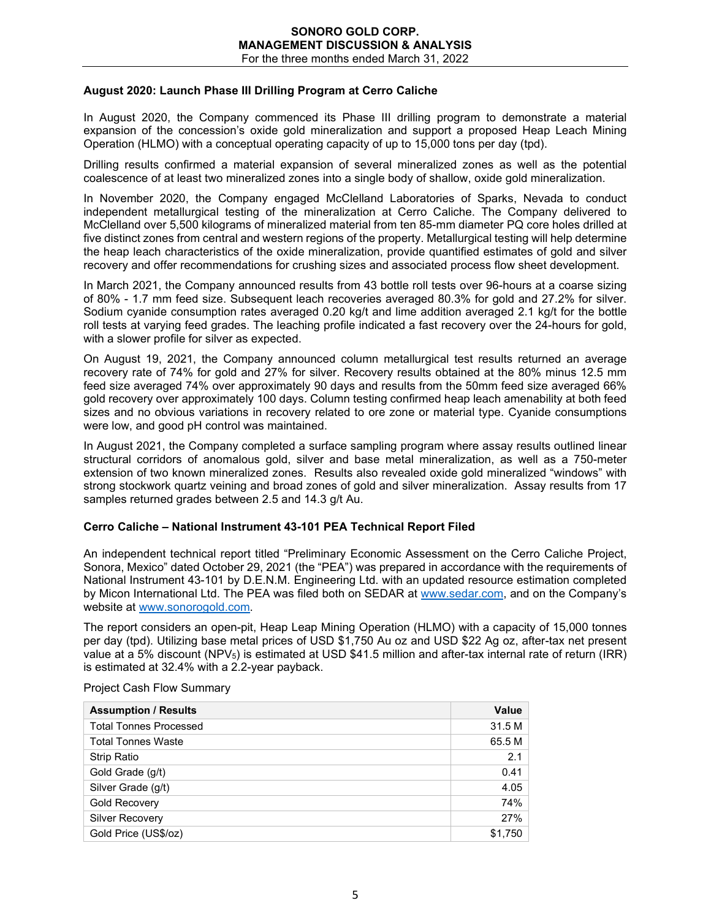### August 2020: Launch Phase III Drilling Program at Cerro Caliche

In August 2020, the Company commenced its Phase III drilling program to demonstrate a material expansion of the concession's oxide gold mineralization and support a proposed Heap Leach Mining Operation (HLMO) with a conceptual operating capacity of up to 15,000 tons per day (tpd).

Drilling results confirmed a material expansion of several mineralized zones as well as the potential coalescence of at least two mineralized zones into a single body of shallow, oxide gold mineralization.

In November 2020, the Company engaged McClelland Laboratories of Sparks, Nevada to conduct independent metallurgical testing of the mineralization at Cerro Caliche. The Company delivered to McClelland over 5,500 kilograms of mineralized material from ten 85-mm diameter PQ core holes drilled at five distinct zones from central and western regions of the property. Metallurgical testing will help determine the heap leach characteristics of the oxide mineralization, provide quantified estimates of gold and silver recovery and offer recommendations for crushing sizes and associated process flow sheet development.

In March 2021, the Company announced results from 43 bottle roll tests over 96-hours at a coarse sizing of 80% - 1.7 mm feed size. Subsequent leach recoveries averaged 80.3% for gold and 27.2% for silver. Sodium cyanide consumption rates averaged 0.20 kg/t and lime addition averaged 2.1 kg/t for the bottle roll tests at varying feed grades. The leaching profile indicated a fast recovery over the 24-hours for gold, with a slower profile for silver as expected.

On August 19, 2021, the Company announced column metallurgical test results returned an average recovery rate of 74% for gold and 27% for silver. Recovery results obtained at the 80% minus 12.5 mm feed size averaged 74% over approximately 90 days and results from the 50mm feed size averaged 66% gold recovery over approximately 100 days. Column testing confirmed heap leach amenability at both feed sizes and no obvious variations in recovery related to ore zone or material type. Cyanide consumptions were low, and good pH control was maintained.

In August 2021, the Company completed a surface sampling program where assay results outlined linear structural corridors of anomalous gold, silver and base metal mineralization, as well as a 750-meter extension of two known mineralized zones. Results also revealed oxide gold mineralized "windows" with strong stockwork quartz veining and broad zones of gold and silver mineralization. Assay results from 17 samples returned grades between 2.5 and 14.3 g/t Au.

### Cerro Caliche – National Instrument 43-101 PEA Technical Report Filed

An independent technical report titled "Preliminary Economic Assessment on the Cerro Caliche Project, Sonora, Mexico" dated October 29, 2021 (the "PEA") was prepared in accordance with the requirements of National Instrument 43-101 by D.E.N.M. Engineering Ltd. with an updated resource estimation completed by Micon International Ltd. The PEA was filed both on SEDAR at www.sedar.com, and on the Company's website at www.sonorogold.com.

The report considers an open-pit, Heap Leap Mining Operation (HLMO) with a capacity of 15,000 tonnes per day (tpd). Utilizing base metal prices of USD $1,750 Au oz and USD $22 Ag oz, after-tax net present value at a 5% discount ($NPV_5$) is estimated at USD $41.5 million and after-tax internal rate of return (IRR) is estimated at 32.4% with a 2.2-year payback.

Project Cash Flow Summary

| Assumption / Results | Value |
|---|---:|
| Total Tonnes Processed | 31.5 M |
| Total Tonnes Waste | 65.5 M |
| Strip Ratio | 2.1 |
| Gold Grade (g/t) | 0.41 |
| Silver Grade (g/t) | 4.05 |
| Gold Recovery | 74% |
| Silver Recovery | 27% |
| Gold Price (US$/oz) | $1,750 |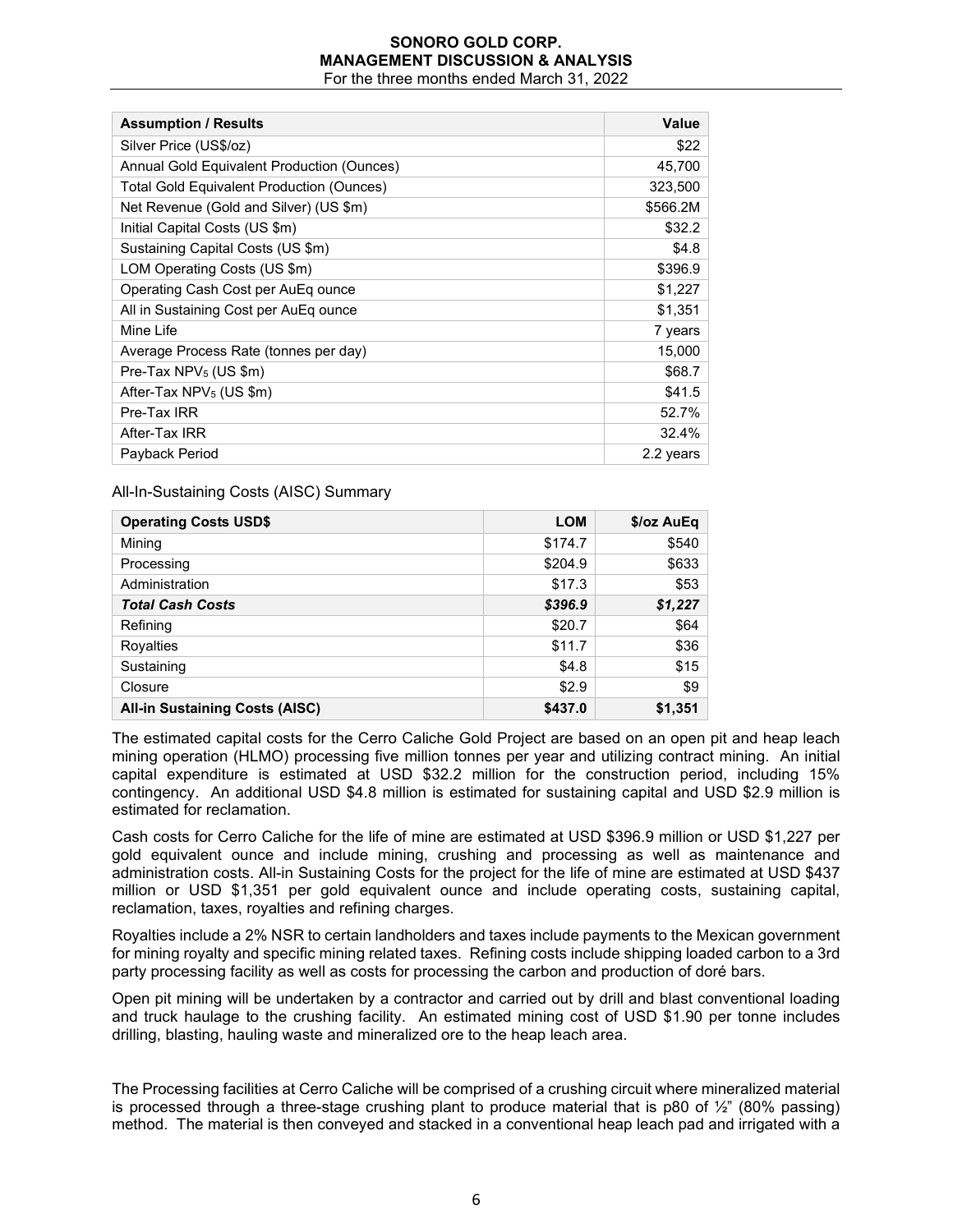| Assumption / Results | Value |
| --- | --- |
| Silver Price (US$/oz) | $22 |
| Annual Gold Equivalent Production (Ounces) | 45,700 |
| Total Gold Equivalent Production (Ounces) | 323,500 |
| Net Revenue (Gold and Silver) (US $m) | $566.2M |
| Initial Capital Costs (US $m) | $32.2 |
| Sustaining Capital Costs (US $m) | $4.8 |
| LOM Operating Costs (US $m) | $396.9 |
| Operating Cash Cost per AuEq ounce | $1,227 |
| All in Sustaining Cost per AuEq ounce | $1,351 |
| Mine Life | 7 years |
| Average Process Rate (tonnes per day) | 15,000 |
| Pre-Tax $NPV_5$ (US $m) | $68.7 |
| After-Tax $NPV_5$ (US $m) | $41.5 |
| Pre-Tax IRR | 52.7% |
| After-Tax IRR | 32.4% |
| Payback Period | 2.2 years |

All-In-Sustaining Costs (AISC) Summary

| Operating Costs USD$ | LOM | $/oz AuEq |
| --- | --- | --- |
| Mining | $174.7 | $540 |
| Processing | $204.9 | $633 |
| Administration | $17.3 | $53 |
| ***Total Cash Costs*** | ***$396.9*** | ***$1,227*** |
| Refining | $20.7 | $64 |
| Royalties | $11.7 | $36 |
| Sustaining | $4.8 | $15 |
| Closure | $2.9 | $9 |
| **All-in Sustaining Costs (AISC)** | **$437.0** | **$1,351** |

The estimated capital costs for the Cerro Caliche Gold Project are based on an open pit and heap leach mining operation (HLMO) processing five million tonnes per year and utilizing contract mining. An initial capital expenditure is estimated at USD $32.2 million for the construction period, including 15% contingency. An additional USD $4.8 million is estimated for sustaining capital and USD $2.9 million is estimated for reclamation.

Cash costs for Cerro Caliche for the life of mine are estimated at USD $396.9 million or USD $1,227 per gold equivalent ounce and include mining, crushing and processing as well as maintenance and administration costs. All-in Sustaining Costs for the project for the life of mine are estimated at USD $437 million or USD $1,351 per gold equivalent ounce and include operating costs, sustaining capital, reclamation, taxes, royalties and refining charges.

Royalties include a 2% NSR to certain landholders and taxes include payments to the Mexican government for mining royalty and specific mining related taxes. Refining costs include shipping loaded carbon to a 3rd party processing facility as well as costs for processing the carbon and production of doré bars.

Open pit mining will be undertaken by a contractor and carried out by drill and blast conventional loading and truck haulage to the crushing facility. An estimated mining cost of USD $1.90 per tonne includes drilling, blasting, hauling waste and mineralized ore to the heap leach area.

The Processing facilities at Cerro Caliche will be comprised of a crushing circuit where mineralized material is processed through a three-stage crushing plant to produce material that is p80 of ½" (80% passing) method. The material is then conveyed and stacked in a conventional heap leach pad and irrigated with a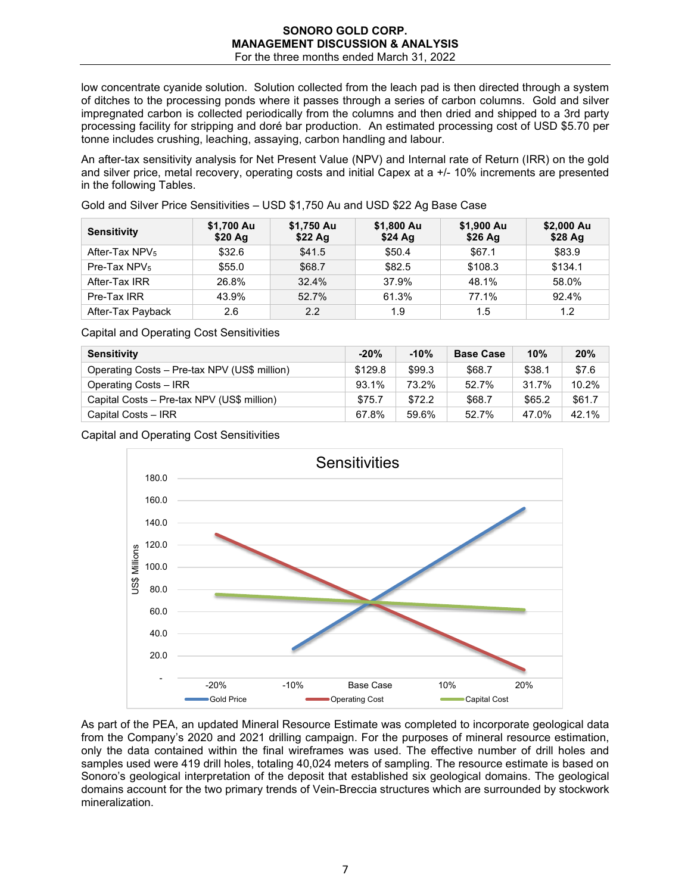low concentrate cyanide solution. Solution collected from the leach pad is then directed through a system of ditches to the processing ponds where it passes through a series of carbon columns. Gold and silver impregnated carbon is collected periodically from the columns and then dried and shipped to a 3rd party processing facility for stripping and doré bar production. An estimated processing cost of USD $5.70 per tonne includes crushing, leaching, assaying, carbon handling and labour.

An after-tax sensitivity analysis for Net Present Value (NPV) and Internal rate of Return (IRR) on the gold and silver price, metal recovery, operating costs and initial Capex at a +/- 10% increments are presented in the following Tables.

Gold and Silver Price Sensitivities – USD $1,750 Au and USD $22 Ag Base Case

| Sensitivity | $1,700 Au $20 Ag | $1,750 Au $22 Ag | $1,800 Au $24 Ag | $1,900 Au $26 Ag | $2,000 Au $28 Ag |
|---|---|---|---|---|---|
| After-Tax $NPV_5$ | $32.6 | $41.5 | $50.4 | $67.1 | $83.9 |
| Pre-Tax $NPV_5$ | $55.0 | $68.7 | $82.5 | $108.3 | $134.1 |
| After-Tax IRR | 26.8% | 32.4% | 37.9% | 48.1% | 58.0% |
| Pre-Tax IRR | 43.9% | 52.7% | 61.3% | 77.1% | 92.4% |
| After-Tax Payback | 2.6 | 2.2 | 1.9 | 1.5 | 1.2 |

Capital and Operating Cost Sensitivities

| Sensitivity | -20% | -10% | Base Case | 10% | 20% |
|---|---|---|---|---|---|
| Operating Costs – Pre-tax NPV (US$ million) | $129.8 | $99.3 | $68.7 | $38.1 | $7.6 |
| Operating Costs – IRR | 93.1% | 73.2% | 52.7% | 31.7% | 10.2% |
| Capital Costs – Pre-tax NPV (US$ million) | $75.7 | $72.2 | $68.7 | $65.2 | $61.7 |
| Capital Costs – IRR | 67.8% | 59.6% | 52.7% | 47.0% | 42.1% |

Capital and Operating Cost Sensitivities

As part of the PEA, an updated Mineral Resource Estimate was completed to incorporate geological data from the Company's 2020 and 2021 drilling campaign. For the purposes of mineral resource estimation, only the data contained within the final wireframes was used. The effective number of drill holes and samples used were 419 drill holes, totaling 40,024 meters of sampling. The resource estimate is based on Sonoro's geological interpretation of the deposit that established six geological domains. The geological domains account for the two primary trends of Vein-Breccia structures which are surrounded by stockwork mineralization.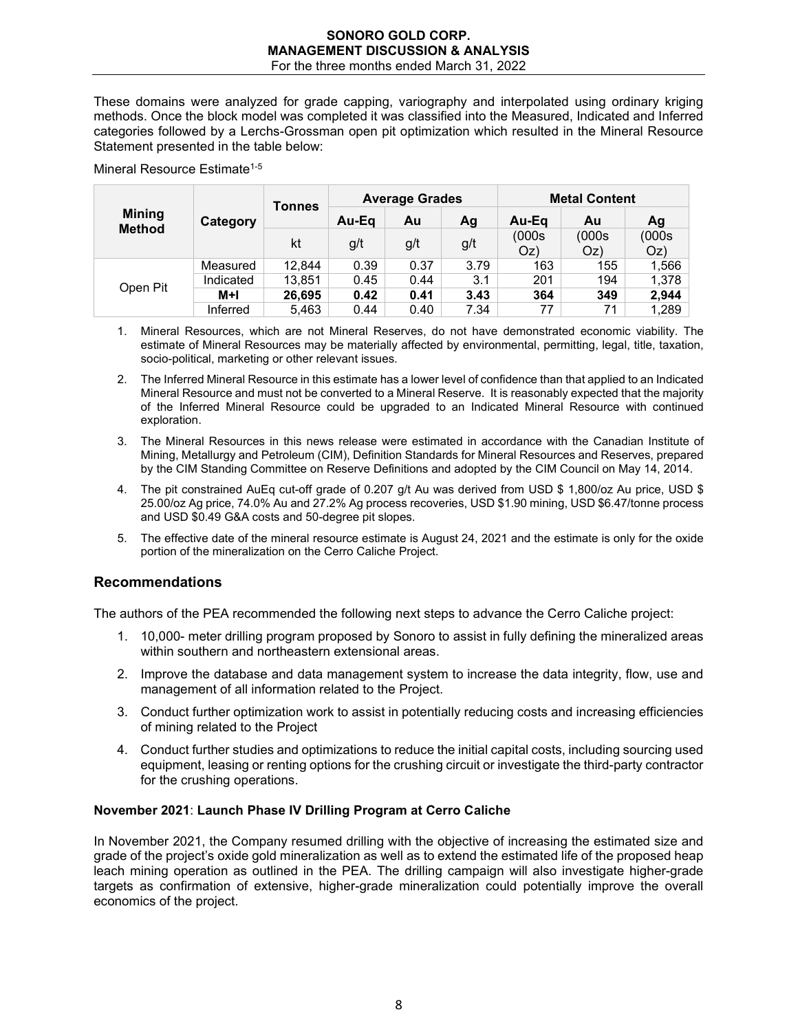These domains were analyzed for grade capping, variography and interpolated using ordinary kriging methods. Once the block model was completed it was classified into the Measured, Indicated and Inferred categories followed by a Lerchs-Grossman open pit optimization which resulted in the Mineral Resource Statement presented in the table below:

Mineral Resource Estimate[1-5]

| Mining Method | Category | Tonnes | Average Grades | | | Metal Content | | |
|---|---|---|---|---|---|---|---|---|
| | | | Au-Eq | Au | Ag | Au-Eq | Au | Ag |
| | | kt | g/t | g/t | g/t | (000s Oz) | (000s Oz) | (000s Oz) |
| Open Pit | Measured | 12,844 | 0.39 | 0.37 | 3.79 | 163 | 155 | 1,566 |
| | Indicated | 13,851 | 0.45 | 0.44 | 3.1 | 201 | 194 | 1,378 |
| | **M+I** | **26,695** | **0.42** | **0.41** | **3.43** | **364** | **349** | **2,944** |
| | Inferred | 5,463 | 0.44 | 0.40 | 7.34 | 77 | 71 | 1,289 |

1. Mineral Resources, which are not Mineral Reserves, do not have demonstrated economic viability. The estimate of Mineral Resources may be materially affected by environmental, permitting, legal, title, taxation, socio-political, marketing or other relevant issues.
2. The Inferred Mineral Resource in this estimate has a lower level of confidence than that applied to an Indicated Mineral Resource and must not be converted to a Mineral Reserve. It is reasonably expected that the majority of the Inferred Mineral Resource could be upgraded to an Indicated Mineral Resource with continued exploration.
3. The Mineral Resources in this news release were estimated in accordance with the Canadian Institute of Mining, Metallurgy and Petroleum (CIM), Definition Standards for Mineral Resources and Reserves, prepared by the CIM Standing Committee on Reserve Definitions and adopted by the CIM Council on May 14, 2014.
4. The pit constrained AuEq cut-off grade of 0.207 g/t Au was derived from USD $ 1,800/oz Au price, USD $ 25.00/oz Ag price, 74.0% Au and 27.2% Ag process recoveries, USD $1.90 mining, USD $6.47/tonne process and USD $0.49 G&A costs and 50-degree pit slopes.
5. The effective date of the mineral resource estimate is August 24, 2021 and the estimate is only for the oxide portion of the mineralization on the Cerro Caliche Project.

## Recommendations

The authors of the PEA recommended the following next steps to advance the Cerro Caliche project:

1. 10,000- meter drilling program proposed by Sonoro to assist in fully defining the mineralized areas within southern and northeastern extensional areas.
2. Improve the database and data management system to increase the data integrity, flow, use and management of all information related to the Project.
3. Conduct further optimization work to assist in potentially reducing costs and increasing efficiencies of mining related to the Project
4. Conduct further studies and optimizations to reduce the initial capital costs, including sourcing used equipment, leasing or renting options for the crushing circuit or investigate the third-party contractor for the crushing operations.

**November 2021**: **Launch Phase IV Drilling Program at Cerro Caliche**

In November 2021, the Company resumed drilling with the objective of increasing the estimated size and grade of the project's oxide gold mineralization as well as to extend the estimated life of the proposed heap leach mining operation as outlined in the PEA. The drilling campaign will also investigate higher-grade targets as confirmation of extensive, higher-grade mineralization could potentially improve the overall economics of the project.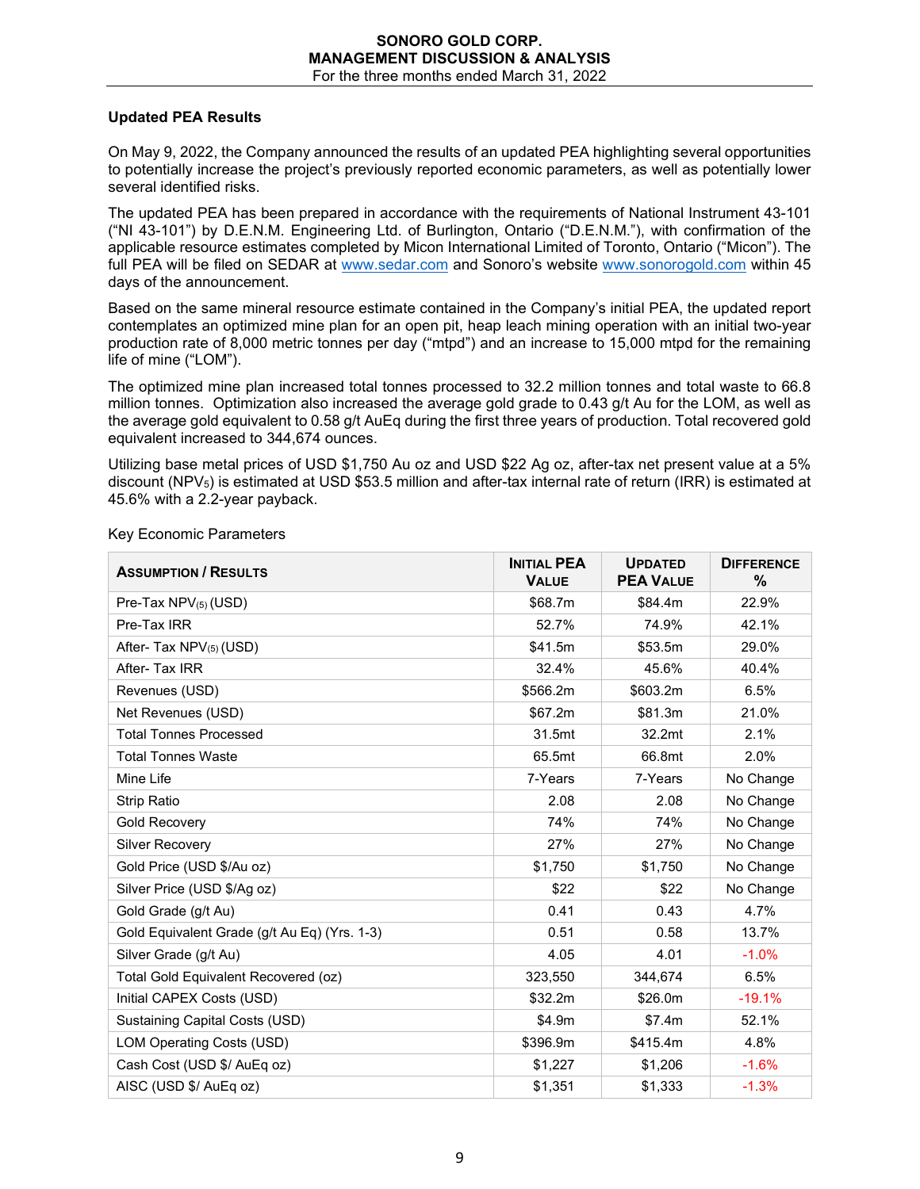## Updated PEA Results

On May 9, 2022, the Company announced the results of an updated PEA highlighting several opportunities to potentially increase the project's previously reported economic parameters, as well as potentially lower several identified risks.

The updated PEA has been prepared in accordance with the requirements of National Instrument 43-101 ("NI 43-101") by D.E.N.M. Engineering Ltd. of Burlington, Ontario ("D.E.N.M."), with confirmation of the applicable resource estimates completed by Micon International Limited of Toronto, Ontario ("Micon"). The full PEA will be filed on SEDAR at www.sedar.com and Sonoro's website www.sonorogold.com within 45 days of the announcement.

Based on the same mineral resource estimate contained in the Company's initial PEA, the updated report contemplates an optimized mine plan for an open pit, heap leach mining operation with an initial two-year production rate of 8,000 metric tonnes per day ("mtpd") and an increase to 15,000 mtpd for the remaining life of mine ("LOM").

The optimized mine plan increased total tonnes processed to 32.2 million tonnes and total waste to 66.8 million tonnes. Optimization also increased the average gold grade to 0.43 g/t Au for the LOM, as well as the average gold equivalent to 0.58 g/t AuEq during the first three years of production. Total recovered gold equivalent increased to 344,674 ounces.

Utilizing base metal prices of USD $1,750 Au oz and USD $22 Ag oz, after-tax net present value at a 5% discount ($NPV_5$) is estimated at USD $53.5 million and after-tax internal rate of return (IRR) is estimated at 45.6% with a 2.2-year payback.

Key Economic Parameters

| Assumption / Results | Initial PEA Value | Updated PEA Value | Difference % |
|---|---|---|---|
| Pre-Tax $NPV_{(5)}$ (USD) | $68.7m | $84.4m | 22.9% |
| Pre-Tax IRR | 52.7% | 74.9% | 42.1% |
| After- Tax $NPV_{(5)}$ (USD) | $41.5m | $53.5m | 29.0% |
| After- Tax IRR | 32.4% | 45.6% | 40.4% |
| Revenues (USD) | $566.2m | $603.2m | 6.5% |
| Net Revenues (USD) | $67.2m | $81.3m | 21.0% |
| Total Tonnes Processed | 31.5mt | 32.2mt | 2.1% |
| Total Tonnes Waste | 65.5mt | 66.8mt | 2.0% |
| Mine Life | 7-Years | 7-Years | No Change |
| Strip Ratio | 2.08 | 2.08 | No Change |
| Gold Recovery | 74% | 74% | No Change |
| Silver Recovery | 27% | 27% | No Change |
| Gold Price (USD $/Au oz) | $1,750 | $1,750 | No Change |
| Silver Price (USD $/Ag oz) | $22 | $22 | No Change |
| Gold Grade (g/t Au) | 0.41 | 0.43 | 4.7% |
| Gold Equivalent Grade (g/t Au Eq) (Yrs. 1-3) | 0.51 | 0.58 | 13.7% |
| Silver Grade (g/t Au) | 4.05 | 4.01 | -1.0% |
| Total Gold Equivalent Recovered (oz) | 323,550 | 344,674 | 6.5% |
| Initial CAPEX Costs (USD) | $32.2m | $26.0m | -19.1% |
| Sustaining Capital Costs (USD) | $4.9m | $7.4m | 52.1% |
| LOM Operating Costs (USD) | $396.9m | $415.4m | 4.8% |
| Cash Cost (USD $/ AuEq oz) | $1,227 | $1,206 | -1.6% |
| AISC (USD $/ AuEq oz) | $1,351 | $1,333 | -1.3% |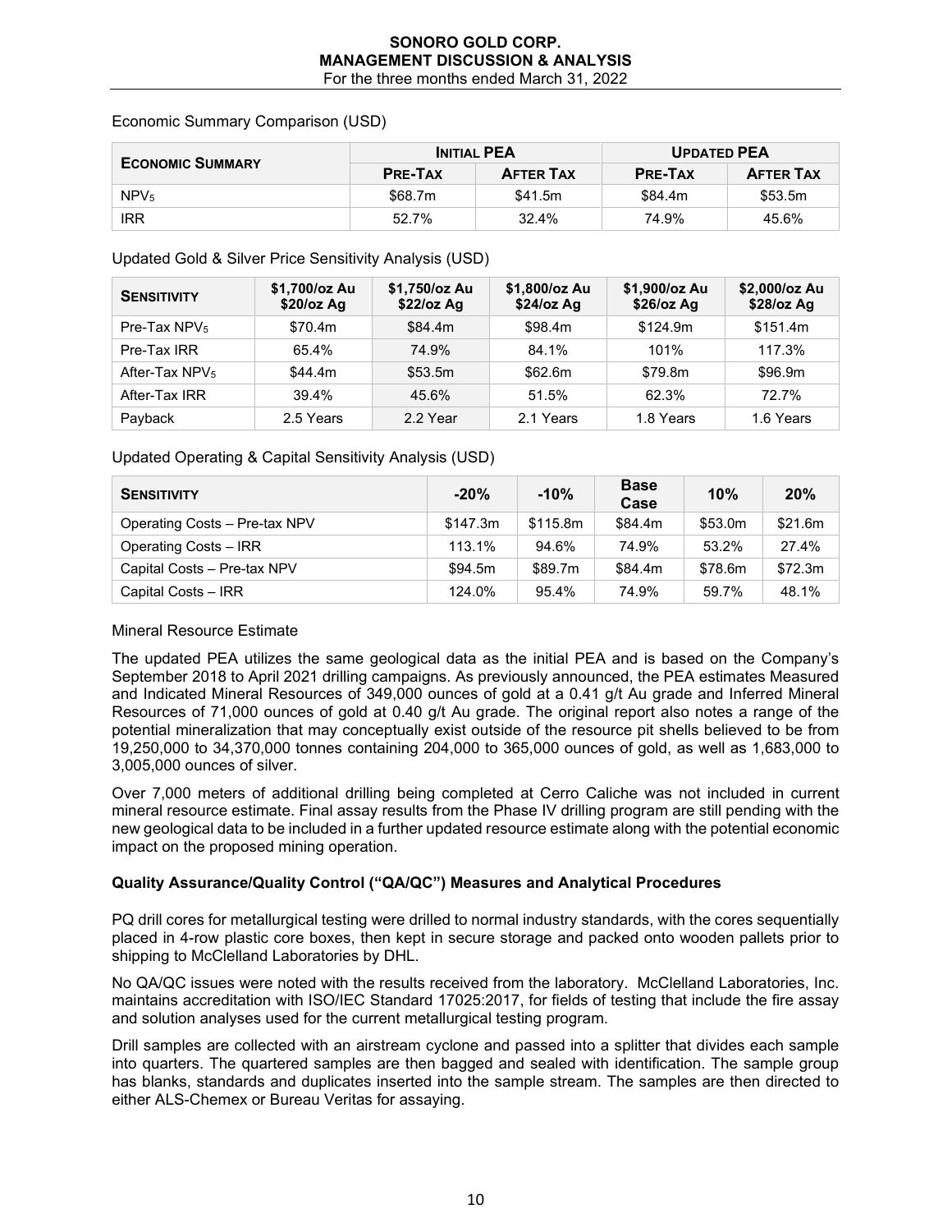Economic Summary Comparison (USD)

| Economic Summary | Initial PEA | | Updated PEA | |
|---|---|---|---|---|
| | Pre-Tax | After Tax | Pre-Tax | After Tax |
| $NPV_5$ | \$68.7m | \$41.5m | \$84.4m | \$53.5m |
| IRR | 52.7% | 32.4% | 74.9% | 45.6% |

Updated Gold & Silver Price Sensitivity Analysis (USD)

| Sensitivity | \$1,700/oz Au \$20/oz Ag | \$1,750/oz Au \$22/oz Ag | \$1,800/oz Au \$24/oz Ag | \$1,900/oz Au \$26/oz Ag | \$2,000/oz Au \$28/oz Ag |
|---|---|---|---|---|---|
| Pre-Tax $NPV_5$ | \$70.4m | \$84.4m | \$98.4m | \$124.9m | \$151.4m |
| Pre-Tax IRR | 65.4% | 74.9% | 84.1% | 101% | 117.3% |
| After-Tax $NPV_5$ | \$44.4m | \$53.5m | \$62.6m | \$79.8m | \$96.9m |
| After-Tax IRR | 39.4% | 45.6% | 51.5% | 62.3% | 72.7% |
| Payback | 2.5 Years | 2.2 Year | 2.1 Years | 1.8 Years | 1.6 Years |

Updated Operating & Capital Sensitivity Analysis (USD)

| Sensitivity | -20% | -10% | Base Case | 10% | 20% |
|---|---|---|---|---|---|
| Operating Costs – Pre-tax NPV | \$147.3m | \$115.8m | \$84.4m | \$53.0m | \$21.6m |
| Operating Costs – IRR | 113.1% | 94.6% | 74.9% | 53.2% | 27.4% |
| Capital Costs – Pre-tax NPV | \$94.5m | \$89.7m | \$84.4m | \$78.6m | \$72.3m |
| Capital Costs – IRR | 124.0% | 95.4% | 74.9% | 59.7% | 48.1% |

Mineral Resource Estimate

The updated PEA utilizes the same geological data as the initial PEA and is based on the Company's September 2018 to April 2021 drilling campaigns. As previously announced, the PEA estimates Measured and Indicated Mineral Resources of 349,000 ounces of gold at a 0.41 g/t Au grade and Inferred Mineral Resources of 71,000 ounces of gold at 0.40 g/t Au grade. The original report also notes a range of the potential mineralization that may conceptually exist outside of the resource pit shells believed to be from 19,250,000 to 34,370,000 tonnes containing 204,000 to 365,000 ounces of gold, as well as 1,683,000 to 3,005,000 ounces of silver.

Over 7,000 meters of additional drilling being completed at Cerro Caliche was not included in current mineral resource estimate. Final assay results from the Phase IV drilling program are still pending with the new geological data to be included in a further updated resource estimate along with the potential economic impact on the proposed mining operation.

**Quality Assurance/Quality Control ("QA/QC") Measures and Analytical Procedures**

PQ drill cores for metallurgical testing were drilled to normal industry standards, with the cores sequentially placed in 4-row plastic core boxes, then kept in secure storage and packed onto wooden pallets prior to shipping to McClelland Laboratories by DHL.

No QA/QC issues were noted with the results received from the laboratory. McClelland Laboratories, Inc. maintains accreditation with ISO/IEC Standard 17025:2017, for fields of testing that include the fire assay and solution analyses used for the current metallurgical testing program.

Drill samples are collected with an airstream cyclone and passed into a splitter that divides each sample into quarters. The quartered samples are then bagged and sealed with identification. The sample group has blanks, standards and duplicates inserted into the sample stream. The samples are then directed to either ALS-Chemex or Bureau Veritas for assaying.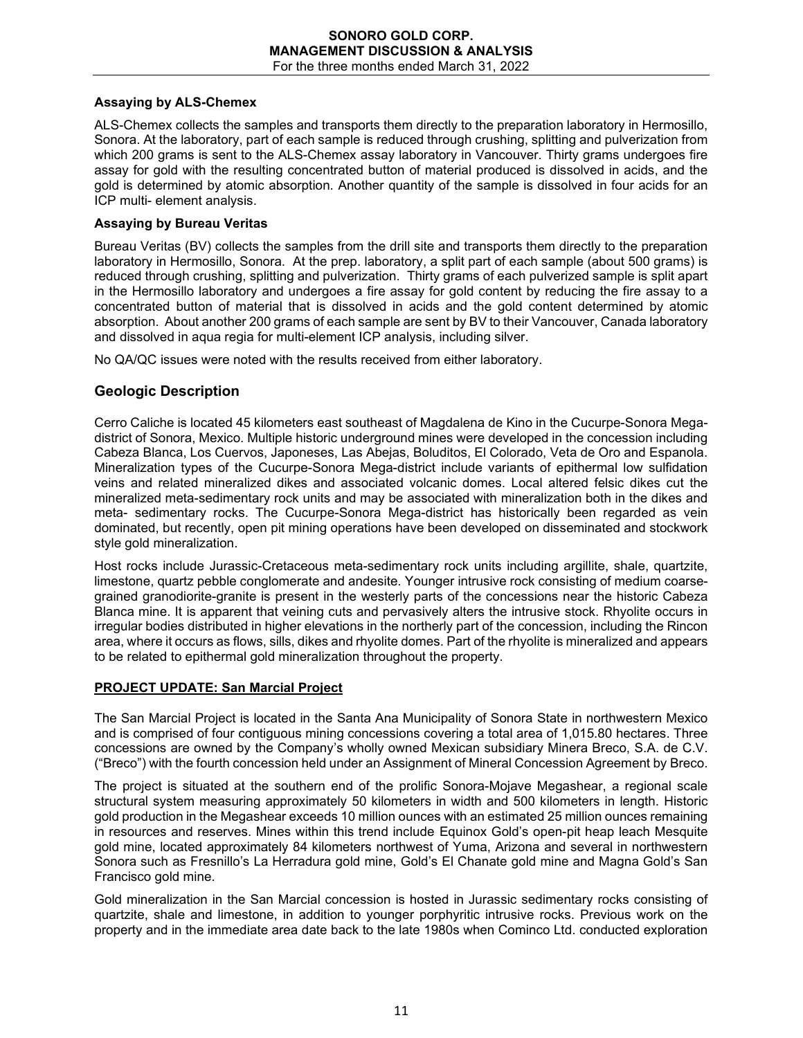### Assaying by ALS-Chemex

ALS-Chemex collects the samples and transports them directly to the preparation laboratory in Hermosillo, Sonora. At the laboratory, part of each sample is reduced through crushing, splitting and pulverization from which 200 grams is sent to the ALS-Chemex assay laboratory in Vancouver. Thirty grams undergoes fire assay for gold with the resulting concentrated button of material produced is dissolved in acids, and the gold is determined by atomic absorption. Another quantity of the sample is dissolved in four acids for an ICP multi- element analysis.

### Assaying by Bureau Veritas

Bureau Veritas (BV) collects the samples from the drill site and transports them directly to the preparation laboratory in Hermosillo, Sonora. At the prep. laboratory, a split part of each sample (about 500 grams) is reduced through crushing, splitting and pulverization. Thirty grams of each pulverized sample is split apart in the Hermosillo laboratory and undergoes a fire assay for gold content by reducing the fire assay to a concentrated button of material that is dissolved in acids and the gold content determined by atomic absorption. About another 200 grams of each sample are sent by BV to their Vancouver, Canada laboratory and dissolved in aqua regia for multi-element ICP analysis, including silver.

No QA/QC issues were noted with the results received from either laboratory.

## Geologic Description

Cerro Caliche is located 45 kilometers east southeast of Magdalena de Kino in the Cucurpe-Sonora Mega-district of Sonora, Mexico. Multiple historic underground mines were developed in the concession including Cabeza Blanca, Los Cuervos, Japoneses, Las Abejas, Boluditos, El Colorado, Veta de Oro and Espanola. Mineralization types of the Cucurpe-Sonora Mega-district include variants of epithermal low sulfidation veins and related mineralized dikes and associated volcanic domes. Local altered felsic dikes cut the mineralized meta-sedimentary rock units and may be associated with mineralization both in the dikes and meta- sedimentary rocks. The Cucurpe-Sonora Mega-district has historically been regarded as vein dominated, but recently, open pit mining operations have been developed on disseminated and stockwork style gold mineralization.

Host rocks include Jurassic-Cretaceous meta-sedimentary rock units including argillite, shale, quartzite, limestone, quartz pebble conglomerate and andesite. Younger intrusive rock consisting of medium coarse-grained granodiorite-granite is present in the westerly parts of the concessions near the historic Cabeza Blanca mine. It is apparent that veining cuts and pervasively alters the intrusive stock. Rhyolite occurs in irregular bodies distributed in higher elevations in the northerly part of the concession, including the Rincon area, where it occurs as flows, sills, dikes and rhyolite domes. Part of the rhyolite is mineralized and appears to be related to epithermal gold mineralization throughout the property.

### PROJECT UPDATE: San Marcial Project

The San Marcial Project is located in the Santa Ana Municipality of Sonora State in northwestern Mexico and is comprised of four contiguous mining concessions covering a total area of 1,015.80 hectares. Three concessions are owned by the Company's wholly owned Mexican subsidiary Minera Breco, S.A. de C.V. ("Breco") with the fourth concession held under an Assignment of Mineral Concession Agreement by Breco.

The project is situated at the southern end of the prolific Sonora-Mojave Megashear, a regional scale structural system measuring approximately 50 kilometers in width and 500 kilometers in length. Historic gold production in the Megashear exceeds 10 million ounces with an estimated 25 million ounces remaining in resources and reserves. Mines within this trend include Equinox Gold's open-pit heap leach Mesquite gold mine, located approximately 84 kilometers northwest of Yuma, Arizona and several in northwestern Sonora such as Fresnillo's La Herradura gold mine, Gold's El Chanate gold mine and Magna Gold's San Francisco gold mine.

Gold mineralization in the San Marcial concession is hosted in Jurassic sedimentary rocks consisting of quartzite, shale and limestone, in addition to younger porphyritic intrusive rocks. Previous work on the property and in the immediate area date back to the late 1980s when Cominco Ltd. conducted exploration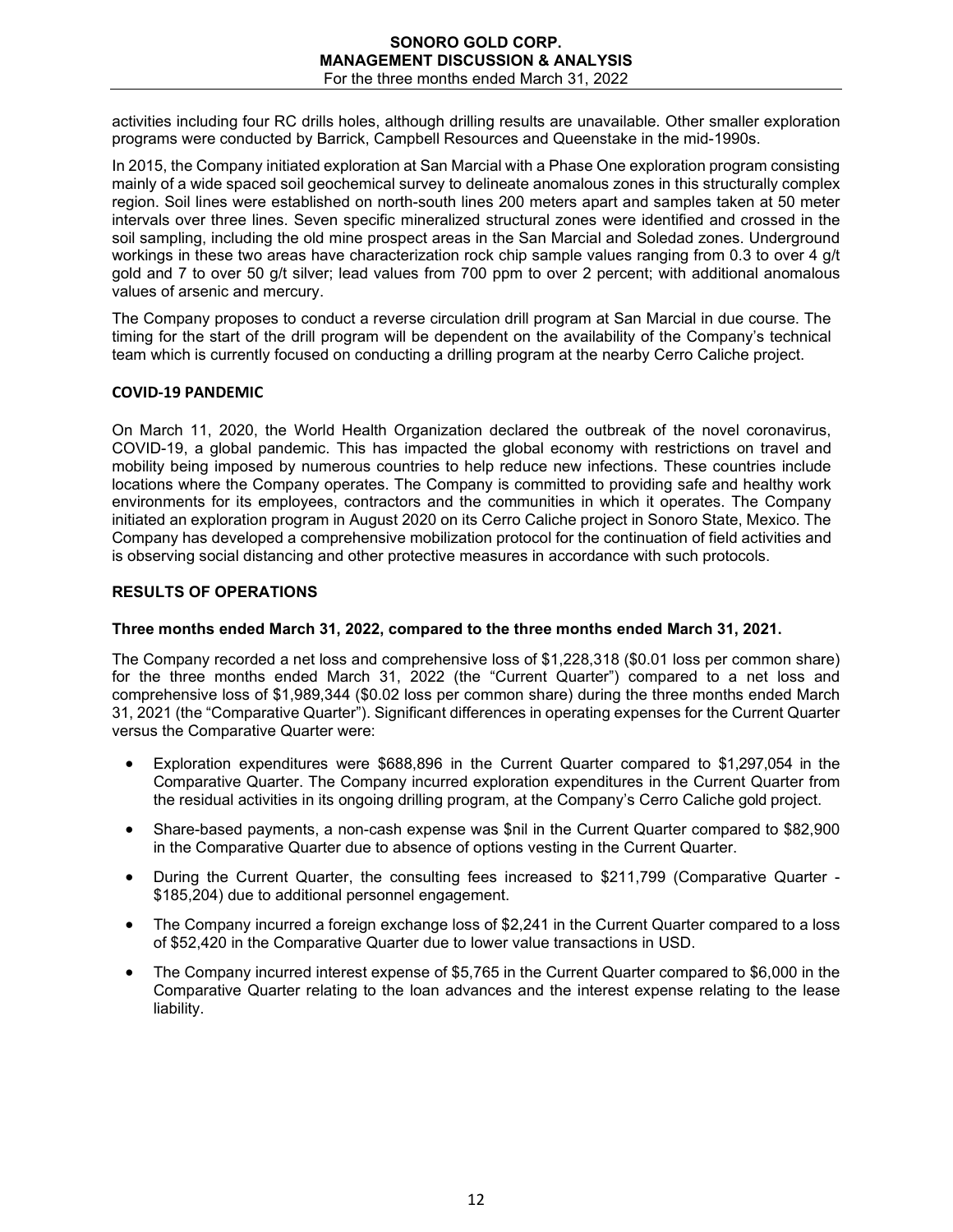activities including four RC drills holes, although drilling results are unavailable. Other smaller exploration programs were conducted by Barrick, Campbell Resources and Queenstake in the mid-1990s.

In 2015, the Company initiated exploration at San Marcial with a Phase One exploration program consisting mainly of a wide spaced soil geochemical survey to delineate anomalous zones in this structurally complex region. Soil lines were established on north-south lines 200 meters apart and samples taken at 50 meter intervals over three lines. Seven specific mineralized structural zones were identified and crossed in the soil sampling, including the old mine prospect areas in the San Marcial and Soledad zones. Underground workings in these two areas have characterization rock chip sample values ranging from 0.3 to over 4 g/t gold and 7 to over 50 g/t silver; lead values from 700 ppm to over 2 percent; with additional anomalous values of arsenic and mercury.

The Company proposes to conduct a reverse circulation drill program at San Marcial in due course. The timing for the start of the drill program will be dependent on the availability of the Company's technical team which is currently focused on conducting a drilling program at the nearby Cerro Caliche project.

## COVID-19 PANDEMIC

On March 11, 2020, the World Health Organization declared the outbreak of the novel coronavirus, COVID-19, a global pandemic. This has impacted the global economy with restrictions on travel and mobility being imposed by numerous countries to help reduce new infections. These countries include locations where the Company operates. The Company is committed to providing safe and healthy work environments for its employees, contractors and the communities in which it operates. The Company initiated an exploration program in August 2020 on its Cerro Caliche project in Sonoro State, Mexico. The Company has developed a comprehensive mobilization protocol for the continuation of field activities and is observing social distancing and other protective measures in accordance with such protocols.

## RESULTS OF OPERATIONS

### Three months ended March 31, 2022, compared to the three months ended March 31, 2021.

The Company recorded a net loss and comprehensive loss of $1,228,318 ($0.01 loss per common share) for the three months ended March 31, 2022 (the "Current Quarter") compared to a net loss and comprehensive loss of $1,989,344 ($0.02 loss per common share) during the three months ended March 31, 2021 (the "Comparative Quarter"). Significant differences in operating expenses for the Current Quarter versus the Comparative Quarter were:

- Exploration expenditures were $688,896 in the Current Quarter compared to $1,297,054 in the Comparative Quarter. The Company incurred exploration expenditures in the Current Quarter from the residual activities in its ongoing drilling program, at the Company's Cerro Caliche gold project.
- Share-based payments, a non-cash expense was $nil in the Current Quarter compared to $82,900 in the Comparative Quarter due to absence of options vesting in the Current Quarter.
- During the Current Quarter, the consulting fees increased to $211,799 (Comparative Quarter - $185,204) due to additional personnel engagement.
- The Company incurred a foreign exchange loss of $2,241 in the Current Quarter compared to a loss of $52,420 in the Comparative Quarter due to lower value transactions in USD.
- The Company incurred interest expense of $5,765 in the Current Quarter compared to $6,000 in the Comparative Quarter relating to the loan advances and the interest expense relating to the lease liability.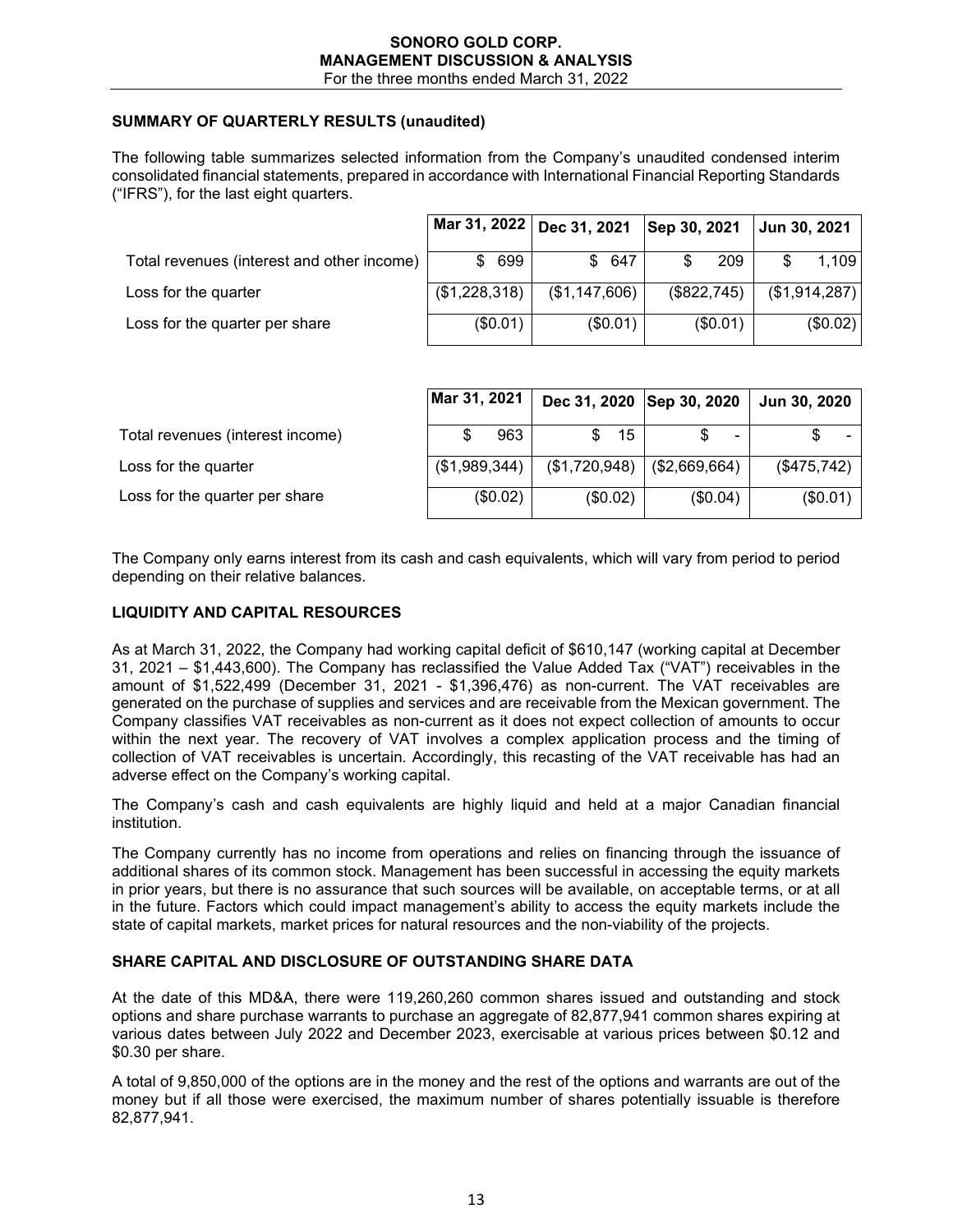## SUMMARY OF QUARTERLY RESULTS (unaudited)

The following table summarizes selected information from the Company's unaudited condensed interim consolidated financial statements, prepared in accordance with International Financial Reporting Standards ("IFRS"), for the last eight quarters.

| | Mar 31, 2022 | Dec 31, 2021 | Sep 30, 2021 | Jun 30, 2021 |
|---|---|---|---|---|
| Total revenues (interest and other income) | $ 699 | $ 647 | $ 209 | $ 1,109 |
| Loss for the quarter | ($1,228,318) | ($1,147,606) | ($822,745) | ($1,914,287) |
| Loss for the quarter per share | ($0.01) | ($0.01) | ($0.01) | ($0.02) |

| | Mar 31, 2021 | Dec 31, 2020 | Sep 30, 2020 | Jun 30, 2020 |
|---|---|---|---|---|
| Total revenues (interest income) | $ 963 | $ 15 | $ - | $ - |
| Loss for the quarter | ($1,989,344) | ($1,720,948) | ($2,669,664) | ($475,742) |
| Loss for the quarter per share | ($0.02) | ($0.02) | ($0.04) | ($0.01) |

The Company only earns interest from its cash and cash equivalents, which will vary from period to period depending on their relative balances.

## LIQUIDITY AND CAPITAL RESOURCES

As at March 31, 2022, the Company had working capital deficit of $610,147 (working capital at December 31, 2021 – $1,443,600). The Company has reclassified the Value Added Tax ("VAT") receivables in the amount of $1,522,499 (December 31, 2021 - $1,396,476) as non-current. The VAT receivables are generated on the purchase of supplies and services and are receivable from the Mexican government. The Company classifies VAT receivables as non-current as it does not expect collection of amounts to occur within the next year. The recovery of VAT involves a complex application process and the timing of collection of VAT receivables is uncertain. Accordingly, this recasting of the VAT receivable has had an adverse effect on the Company's working capital.

The Company's cash and cash equivalents are highly liquid and held at a major Canadian financial institution.

The Company currently has no income from operations and relies on financing through the issuance of additional shares of its common stock. Management has been successful in accessing the equity markets in prior years, but there is no assurance that such sources will be available, on acceptable terms, or at all in the future. Factors which could impact management's ability to access the equity markets include the state of capital markets, market prices for natural resources and the non-viability of the projects.

## SHARE CAPITAL AND DISCLOSURE OF OUTSTANDING SHARE DATA

At the date of this MD&A, there were 119,260,260 common shares issued and outstanding and stock options and share purchase warrants to purchase an aggregate of 82,877,941 common shares expiring at various dates between July 2022 and December 2023, exercisable at various prices between $0.12 and $0.30 per share.

A total of 9,850,000 of the options are in the money and the rest of the options and warrants are out of the money but if all those were exercised, the maximum number of shares potentially issuable is therefore 82,877,941.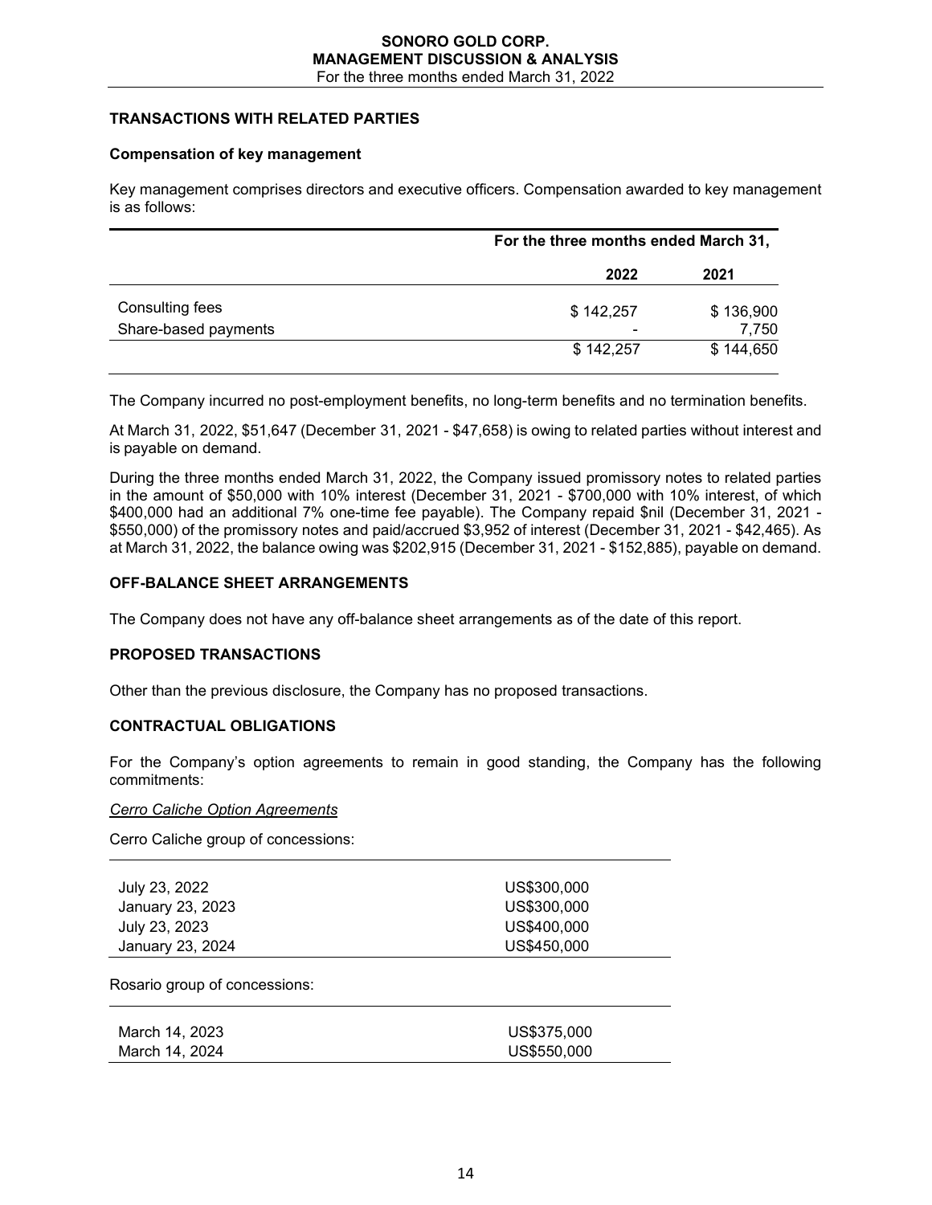## TRANSACTIONS WITH RELATED PARTIES

### Compensation of key management

Key management comprises directors and executive officers. Compensation awarded to key management is as follows:

| | For the three months ended March 31, | |
|---|---|---|
| | 2022 | 2021 |
| Consulting fees | $ 142,257 | $ 136,900 |
| Share-based payments | - | 7,750 |
| | $ 142,257 | $ 144,650 |

The Company incurred no post-employment benefits, no long-term benefits and no termination benefits.

At March 31, 2022, $51,647 (December 31, 2021 - $47,658) is owing to related parties without interest and is payable on demand.

During the three months ended March 31, 2022, the Company issued promissory notes to related parties in the amount of $50,000 with 10% interest (December 31, 2021 - $700,000 with 10% interest, of which $400,000 had an additional 7% one-time fee payable). The Company repaid $nil (December 31, 2021 - $550,000) of the promissory notes and paid/accrued $3,952 of interest (December 31, 2021 - $42,465). As at March 31, 2022, the balance owing was $202,915 (December 31, 2021 - $152,885), payable on demand.

## OFF-BALANCE SHEET ARRANGEMENTS

The Company does not have any off-balance sheet arrangements as of the date of this report.

## PROPOSED TRANSACTIONS

Other than the previous disclosure, the Company has no proposed transactions.

## CONTRACTUAL OBLIGATIONS

For the Company's option agreements to remain in good standing, the Company has the following commitments:

*Cerro Caliche Option Agreements*

Cerro Caliche group of concessions:

| | |
|---|---|
| July 23, 2022 | US$300,000 |
| January 23, 2023 | US$300,000 |
| July 23, 2023 | US$400,000 |
| January 23, 2024 | US$450,000 |

Rosario group of concessions:

| | |
|---|---|
| March 14, 2023 | US$375,000 |
| March 14, 2024 | US$550,000 |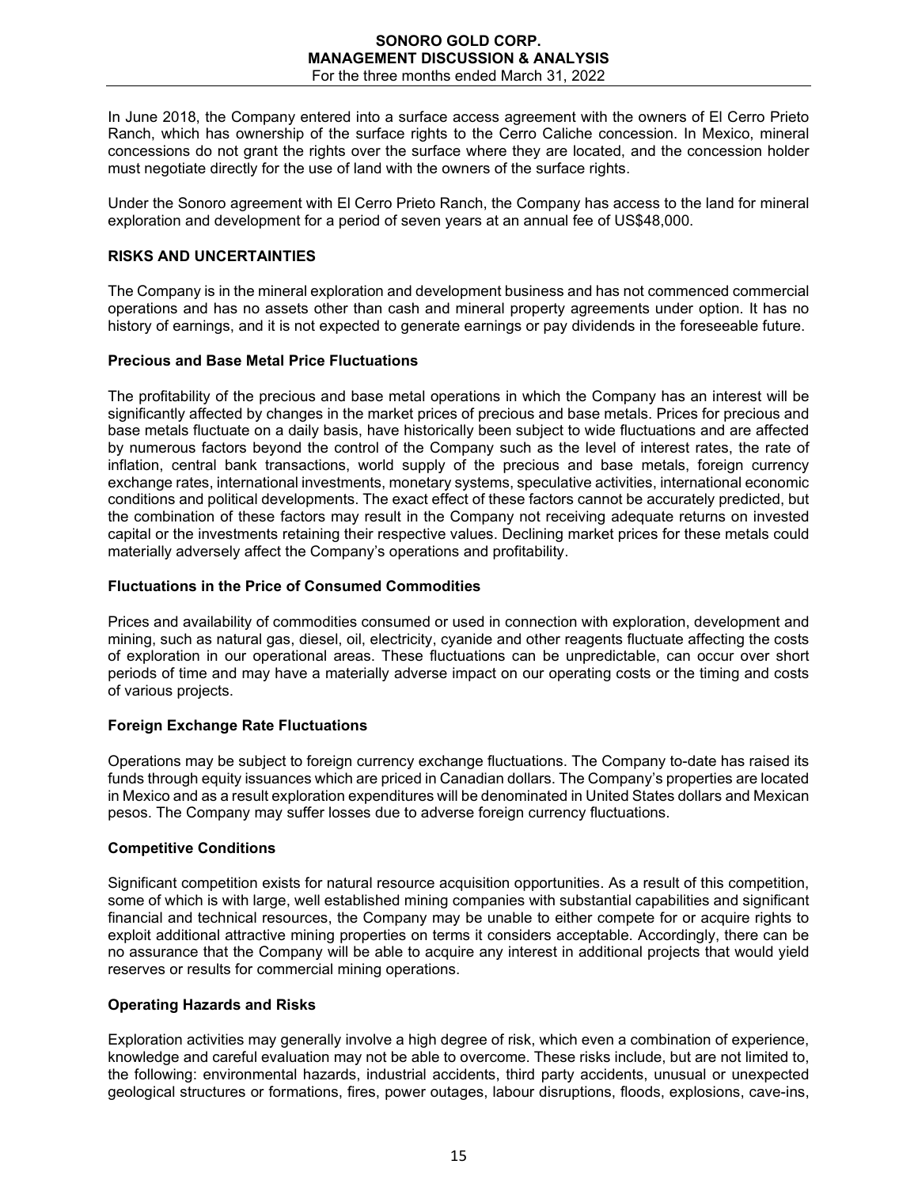In June 2018, the Company entered into a surface access agreement with the owners of El Cerro Prieto Ranch, which has ownership of the surface rights to the Cerro Caliche concession. In Mexico, mineral concessions do not grant the rights over the surface where they are located, and the concession holder must negotiate directly for the use of land with the owners of the surface rights.

Under the Sonoro agreement with El Cerro Prieto Ranch, the Company has access to the land for mineral exploration and development for a period of seven years at an annual fee of US$48,000.

## RISKS AND UNCERTAINTIES

The Company is in the mineral exploration and development business and has not commenced commercial operations and has no assets other than cash and mineral property agreements under option. It has no history of earnings, and it is not expected to generate earnings or pay dividends in the foreseeable future.

### Precious and Base Metal Price Fluctuations

The profitability of the precious and base metal operations in which the Company has an interest will be significantly affected by changes in the market prices of precious and base metals. Prices for precious and base metals fluctuate on a daily basis, have historically been subject to wide fluctuations and are affected by numerous factors beyond the control of the Company such as the level of interest rates, the rate of inflation, central bank transactions, world supply of the precious and base metals, foreign currency exchange rates, international investments, monetary systems, speculative activities, international economic conditions and political developments. The exact effect of these factors cannot be accurately predicted, but the combination of these factors may result in the Company not receiving adequate returns on invested capital or the investments retaining their respective values. Declining market prices for these metals could materially adversely affect the Company's operations and profitability.

### Fluctuations in the Price of Consumed Commodities

Prices and availability of commodities consumed or used in connection with exploration, development and mining, such as natural gas, diesel, oil, electricity, cyanide and other reagents fluctuate affecting the costs of exploration in our operational areas. These fluctuations can be unpredictable, can occur over short periods of time and may have a materially adverse impact on our operating costs or the timing and costs of various projects.

### Foreign Exchange Rate Fluctuations

Operations may be subject to foreign currency exchange fluctuations. The Company to-date has raised its funds through equity issuances which are priced in Canadian dollars. The Company's properties are located in Mexico and as a result exploration expenditures will be denominated in United States dollars and Mexican pesos. The Company may suffer losses due to adverse foreign currency fluctuations.

### Competitive Conditions

Significant competition exists for natural resource acquisition opportunities. As a result of this competition, some of which is with large, well established mining companies with substantial capabilities and significant financial and technical resources, the Company may be unable to either compete for or acquire rights to exploit additional attractive mining properties on terms it considers acceptable. Accordingly, there can be no assurance that the Company will be able to acquire any interest in additional projects that would yield reserves or results for commercial mining operations.

### Operating Hazards and Risks

Exploration activities may generally involve a high degree of risk, which even a combination of experience, knowledge and careful evaluation may not be able to overcome. These risks include, but are not limited to, the following: environmental hazards, industrial accidents, third party accidents, unusual or unexpected geological structures or formations, fires, power outages, labour disruptions, floods, explosions, cave-ins,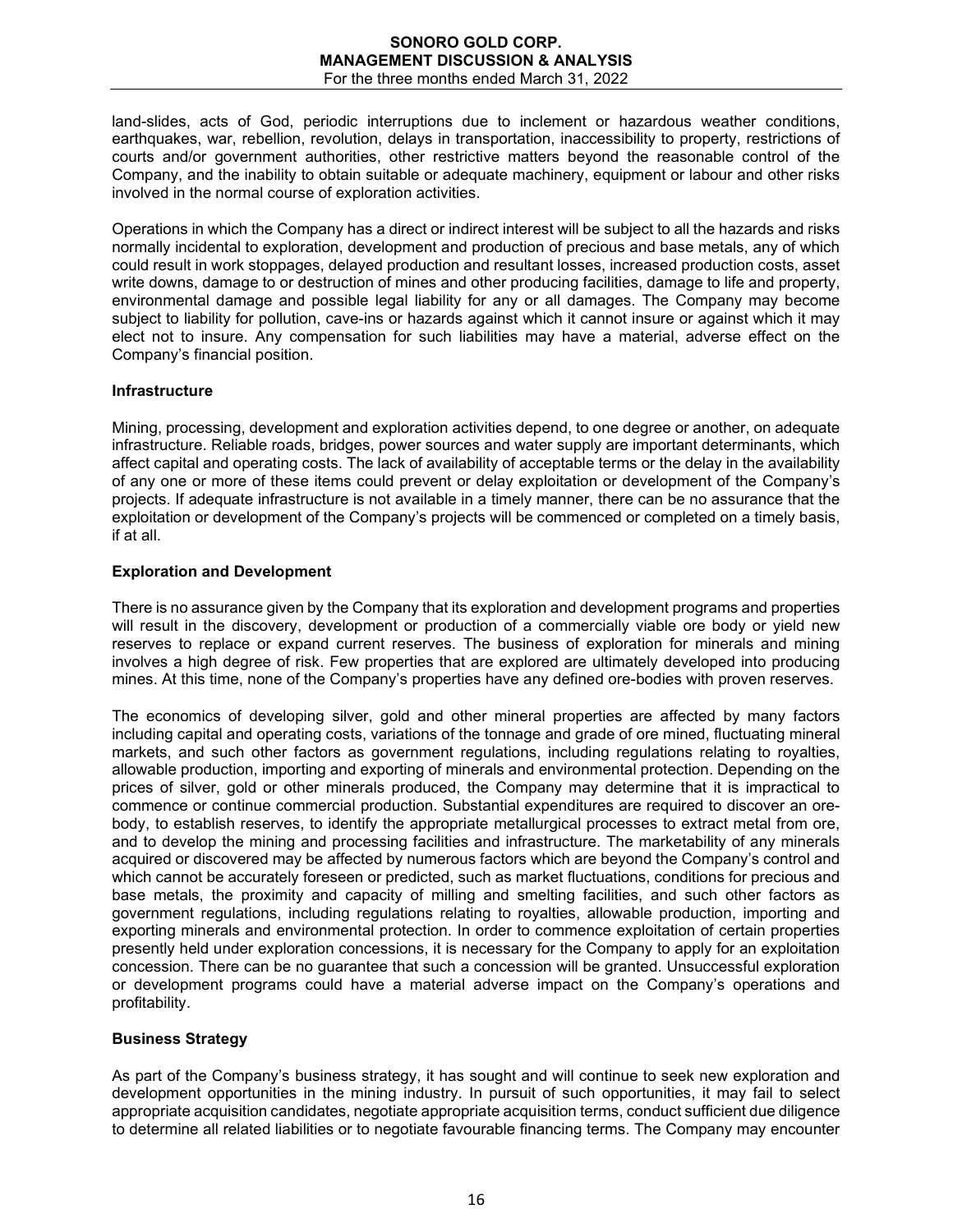land-slides, acts of God, periodic interruptions due to inclement or hazardous weather conditions, earthquakes, war, rebellion, revolution, delays in transportation, inaccessibility to property, restrictions of courts and/or government authorities, other restrictive matters beyond the reasonable control of the Company, and the inability to obtain suitable or adequate machinery, equipment or labour and other risks involved in the normal course of exploration activities.

Operations in which the Company has a direct or indirect interest will be subject to all the hazards and risks normally incidental to exploration, development and production of precious and base metals, any of which could result in work stoppages, delayed production and resultant losses, increased production costs, asset write downs, damage to or destruction of mines and other producing facilities, damage to life and property, environmental damage and possible legal liability for any or all damages. The Company may become subject to liability for pollution, cave-ins or hazards against which it cannot insure or against which it may elect not to insure. Any compensation for such liabilities may have a material, adverse effect on the Company's financial position.

**Infrastructure**

Mining, processing, development and exploration activities depend, to one degree or another, on adequate infrastructure. Reliable roads, bridges, power sources and water supply are important determinants, which affect capital and operating costs. The lack of availability of acceptable terms or the delay in the availability of any one or more of these items could prevent or delay exploitation or development of the Company's projects. If adequate infrastructure is not available in a timely manner, there can be no assurance that the exploitation or development of the Company's projects will be commenced or completed on a timely basis, if at all.

**Exploration and Development**

There is no assurance given by the Company that its exploration and development programs and properties will result in the discovery, development or production of a commercially viable ore body or yield new reserves to replace or expand current reserves. The business of exploration for minerals and mining involves a high degree of risk. Few properties that are explored are ultimately developed into producing mines. At this time, none of the Company's properties have any defined ore-bodies with proven reserves.

The economics of developing silver, gold and other mineral properties are affected by many factors including capital and operating costs, variations of the tonnage and grade of ore mined, fluctuating mineral markets, and such other factors as government regulations, including regulations relating to royalties, allowable production, importing and exporting of minerals and environmental protection. Depending on the prices of silver, gold or other minerals produced, the Company may determine that it is impractical to commence or continue commercial production. Substantial expenditures are required to discover an ore-body, to establish reserves, to identify the appropriate metallurgical processes to extract metal from ore, and to develop the mining and processing facilities and infrastructure. The marketability of any minerals acquired or discovered may be affected by numerous factors which are beyond the Company's control and which cannot be accurately foreseen or predicted, such as market fluctuations, conditions for precious and base metals, the proximity and capacity of milling and smelting facilities, and such other factors as government regulations, including regulations relating to royalties, allowable production, importing and exporting minerals and environmental protection. In order to commence exploitation of certain properties presently held under exploration concessions, it is necessary for the Company to apply for an exploitation concession. There can be no guarantee that such a concession will be granted. Unsuccessful exploration or development programs could have a material adverse impact on the Company's operations and profitability.

**Business Strategy**

As part of the Company's business strategy, it has sought and will continue to seek new exploration and development opportunities in the mining industry. In pursuit of such opportunities, it may fail to select appropriate acquisition candidates, negotiate appropriate acquisition terms, conduct sufficient due diligence to determine all related liabilities or to negotiate favourable financing terms. The Company may encounter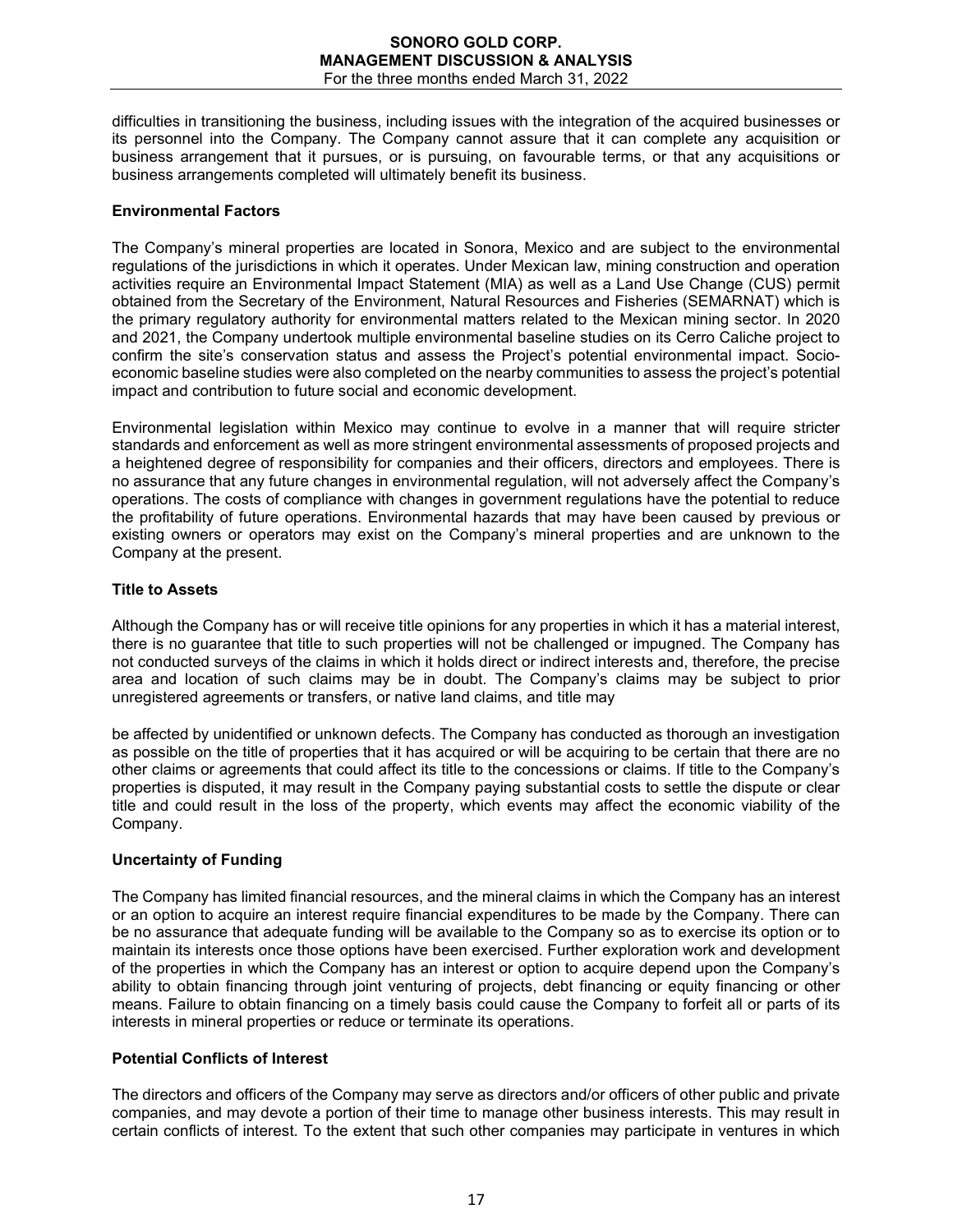difficulties in transitioning the business, including issues with the integration of the acquired businesses or its personnel into the Company. The Company cannot assure that it can complete any acquisition or business arrangement that it pursues, or is pursuing, on favourable terms, or that any acquisitions or business arrangements completed will ultimately benefit its business.

**Environmental Factors**

The Company's mineral properties are located in Sonora, Mexico and are subject to the environmental regulations of the jurisdictions in which it operates. Under Mexican law, mining construction and operation activities require an Environmental Impact Statement (MIA) as well as a Land Use Change (CUS) permit obtained from the Secretary of the Environment, Natural Resources and Fisheries (SEMARNAT) which is the primary regulatory authority for environmental matters related to the Mexican mining sector. In 2020 and 2021, the Company undertook multiple environmental baseline studies on its Cerro Caliche project to confirm the site's conservation status and assess the Project's potential environmental impact. Socio-economic baseline studies were also completed on the nearby communities to assess the project's potential impact and contribution to future social and economic development.

Environmental legislation within Mexico may continue to evolve in a manner that will require stricter standards and enforcement as well as more stringent environmental assessments of proposed projects and a heightened degree of responsibility for companies and their officers, directors and employees. There is no assurance that any future changes in environmental regulation, will not adversely affect the Company's operations. The costs of compliance with changes in government regulations have the potential to reduce the profitability of future operations. Environmental hazards that may have been caused by previous or existing owners or operators may exist on the Company's mineral properties and are unknown to the Company at the present.

**Title to Assets**

Although the Company has or will receive title opinions for any properties in which it has a material interest, there is no guarantee that title to such properties will not be challenged or impugned. The Company has not conducted surveys of the claims in which it holds direct or indirect interests and, therefore, the precise area and location of such claims may be in doubt. The Company's claims may be subject to prior unregistered agreements or transfers, or native land claims, and title may be affected by unidentified or unknown defects. The Company has conducted as thorough an investigation as possible on the title of properties that it has acquired or will be acquiring to be certain that there are no other claims or agreements that could affect its title to the concessions or claims. If title to the Company's properties is disputed, it may result in the Company paying substantial costs to settle the dispute or clear title and could result in the loss of the property, which events may affect the economic viability of the Company.

**Uncertainty of Funding**

The Company has limited financial resources, and the mineral claims in which the Company has an interest or an option to acquire an interest require financial expenditures to be made by the Company. There can be no assurance that adequate funding will be available to the Company so as to exercise its option or to maintain its interests once those options have been exercised. Further exploration work and development of the properties in which the Company has an interest or option to acquire depend upon the Company's ability to obtain financing through joint venturing of projects, debt financing or equity financing or other means. Failure to obtain financing on a timely basis could cause the Company to forfeit all or parts of its interests in mineral properties or reduce or terminate its operations.

**Potential Conflicts of Interest**

The directors and officers of the Company may serve as directors and/or officers of other public and private companies, and may devote a portion of their time to manage other business interests. This may result in certain conflicts of interest. To the extent that such other companies may participate in ventures in which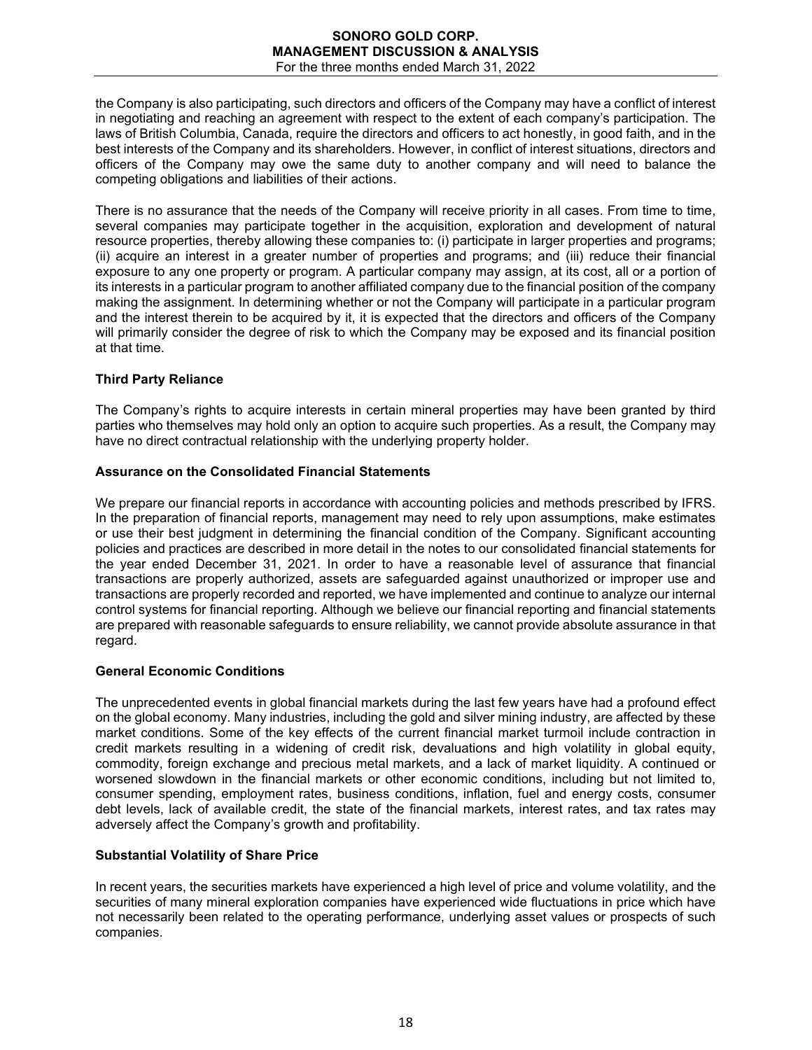the Company is also participating, such directors and officers of the Company may have a conflict of interest in negotiating and reaching an agreement with respect to the extent of each company's participation. The laws of British Columbia, Canada, require the directors and officers to act honestly, in good faith, and in the best interests of the Company and its shareholders. However, in conflict of interest situations, directors and officers of the Company may owe the same duty to another company and will need to balance the competing obligations and liabilities of their actions.

There is no assurance that the needs of the Company will receive priority in all cases. From time to time, several companies may participate together in the acquisition, exploration and development of natural resource properties, thereby allowing these companies to: (i) participate in larger properties and programs; (ii) acquire an interest in a greater number of properties and programs; and (iii) reduce their financial exposure to any one property or program. A particular company may assign, at its cost, all or a portion of its interests in a particular program to another affiliated company due to the financial position of the company making the assignment. In determining whether or not the Company will participate in a particular program and the interest therein to be acquired by it, it is expected that the directors and officers of the Company will primarily consider the degree of risk to which the Company may be exposed and its financial position at that time.

**Third Party Reliance**

The Company's rights to acquire interests in certain mineral properties may have been granted by third parties who themselves may hold only an option to acquire such properties. As a result, the Company may have no direct contractual relationship with the underlying property holder.

**Assurance on the Consolidated Financial Statements**

We prepare our financial reports in accordance with accounting policies and methods prescribed by IFRS. In the preparation of financial reports, management may need to rely upon assumptions, make estimates or use their best judgment in determining the financial condition of the Company. Significant accounting policies and practices are described in more detail in the notes to our consolidated financial statements for the year ended December 31, 2021. In order to have a reasonable level of assurance that financial transactions are properly authorized, assets are safeguarded against unauthorized or improper use and transactions are properly recorded and reported, we have implemented and continue to analyze our internal control systems for financial reporting. Although we believe our financial reporting and financial statements are prepared with reasonable safeguards to ensure reliability, we cannot provide absolute assurance in that regard.

**General Economic Conditions**

The unprecedented events in global financial markets during the last few years have had a profound effect on the global economy. Many industries, including the gold and silver mining industry, are affected by these market conditions. Some of the key effects of the current financial market turmoil include contraction in credit markets resulting in a widening of credit risk, devaluations and high volatility in global equity, commodity, foreign exchange and precious metal markets, and a lack of market liquidity. A continued or worsened slowdown in the financial markets or other economic conditions, including but not limited to, consumer spending, employment rates, business conditions, inflation, fuel and energy costs, consumer debt levels, lack of available credit, the state of the financial markets, interest rates, and tax rates may adversely affect the Company's growth and profitability.

**Substantial Volatility of Share Price**

In recent years, the securities markets have experienced a high level of price and volume volatility, and the securities of many mineral exploration companies have experienced wide fluctuations in price which have not necessarily been related to the operating performance, underlying asset values or prospects of such companies.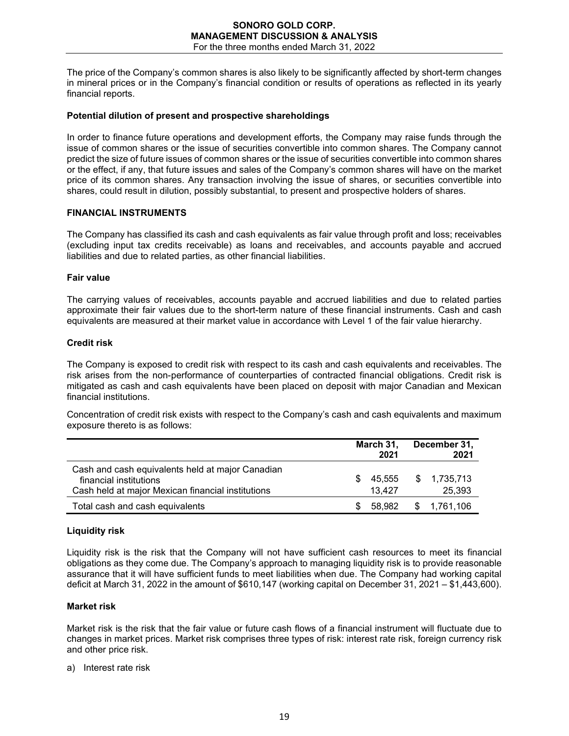The price of the Company's common shares is also likely to be significantly affected by short-term changes in mineral prices or in the Company's financial condition or results of operations as reflected in its yearly financial reports.

**Potential dilution of present and prospective shareholdings**

In order to finance future operations and development efforts, the Company may raise funds through the issue of common shares or the issue of securities convertible into common shares. The Company cannot predict the size of future issues of common shares or the issue of securities convertible into common shares or the effect, if any, that future issues and sales of the Company's common shares will have on the market price of its common shares. Any transaction involving the issue of shares, or securities convertible into shares, could result in dilution, possibly substantial, to present and prospective holders of shares.

## FINANCIAL INSTRUMENTS

The Company has classified its cash and cash equivalents as fair value through profit and loss; receivables (excluding input tax credits receivable) as loans and receivables, and accounts payable and accrued liabilities and due to related parties, as other financial liabilities.

**Fair value**

The carrying values of receivables, accounts payable and accrued liabilities and due to related parties approximate their fair values due to the short-term nature of these financial instruments. Cash and cash equivalents are measured at their market value in accordance with Level 1 of the fair value hierarchy.

**Credit risk**

The Company is exposed to credit risk with respect to its cash and cash equivalents and receivables. The risk arises from the non-performance of counterparties of contracted financial obligations. Credit risk is mitigated as cash and cash equivalents have been placed on deposit with major Canadian and Mexican financial institutions.

Concentration of credit risk exists with respect to the Company's cash and cash equivalents and maximum exposure thereto is as follows:

| | March 31, 2021 | December 31, 2021 |
|---|---|---|
| Cash and cash equivalents held at major Canadian financial institutions | $ 45,555 | $ 1,735,713 |
| Cash held at major Mexican financial institutions | 13,427 | 25,393 |
| Total cash and cash equivalents | $ 58,982 | $ 1,761,106 |

**Liquidity risk**

Liquidity risk is the risk that the Company will not have sufficient cash resources to meet its financial obligations as they come due. The Company's approach to managing liquidity risk is to provide reasonable assurance that it will have sufficient funds to meet liabilities when due. The Company had working capital deficit at March 31, 2022 in the amount of $610,147 (working capital on December 31, 2021 – $1,443,600).

**Market risk**

Market risk is the risk that the fair value or future cash flows of a financial instrument will fluctuate due to changes in market prices. Market risk comprises three types of risk: interest rate risk, foreign currency risk and other price risk.

a) Interest rate risk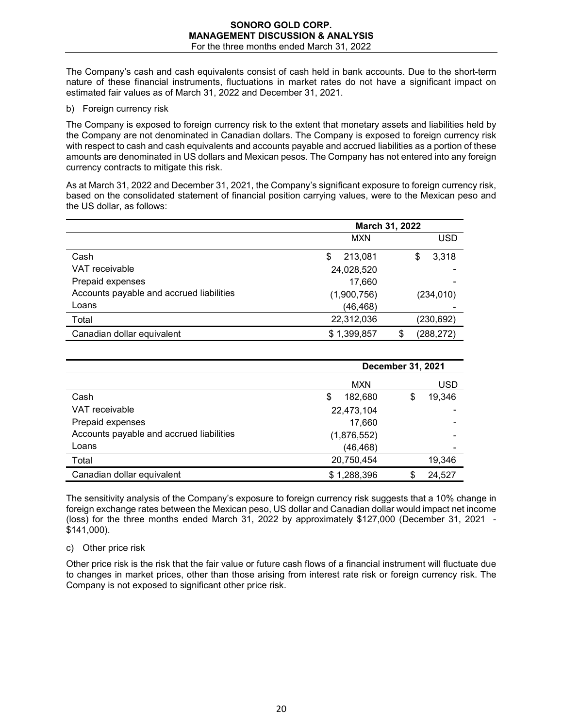The Company's cash and cash equivalents consist of cash held in bank accounts. Due to the short-term nature of these financial instruments, fluctuations in market rates do not have a significant impact on estimated fair values as of March 31, 2022 and December 31, 2021.

b) Foreign currency risk

The Company is exposed to foreign currency risk to the extent that monetary assets and liabilities held by the Company are not denominated in Canadian dollars. The Company is exposed to foreign currency risk with respect to cash and cash equivalents and accounts payable and accrued liabilities as a portion of these amounts are denominated in US dollars and Mexican pesos. The Company has not entered into any foreign currency contracts to mitigate this risk.

As at March 31, 2022 and December 31, 2021, the Company's significant exposure to foreign currency risk, based on the consolidated statement of financial position carrying values, were to the Mexican peso and the US dollar, as follows:

| | March 31, 2022 | |
|---|---|---|
| | MXN | USD |
| Cash | $ 213,081 | $ 3,318 |
| VAT receivable | 24,028,520 | - |
| Prepaid expenses | 17,660 | - |
| Accounts payable and accrued liabilities | (1,900,756) | (234,010) |
| Loans | (46,468) | - |
| Total | 22,312,036 | (230,692) |
| Canadian dollar equivalent | $ 1,399,857 | $ (288,272) |

| | December 31, 2021 | |
|---|---|---|
| | MXN | USD |
| Cash | $ 182,680 | $ 19,346 |
| VAT receivable | 22,473,104 | - |
| Prepaid expenses | 17,660 | - |
| Accounts payable and accrued liabilities | (1,876,552) | - |
| Loans | (46,468) | - |
| Total | 20,750,454 | 19,346 |
| Canadian dollar equivalent | $ 1,288,396 | $ 24,527 |

The sensitivity analysis of the Company's exposure to foreign currency risk suggests that a 10% change in foreign exchange rates between the Mexican peso, US dollar and Canadian dollar would impact net income (loss) for the three months ended March 31, 2022 by approximately $127,000 (December 31, 2021 - $141,000).

c) Other price risk

Other price risk is the risk that the fair value or future cash flows of a financial instrument will fluctuate due to changes in market prices, other than those arising from interest rate risk or foreign currency risk. The Company is not exposed to significant other price risk.